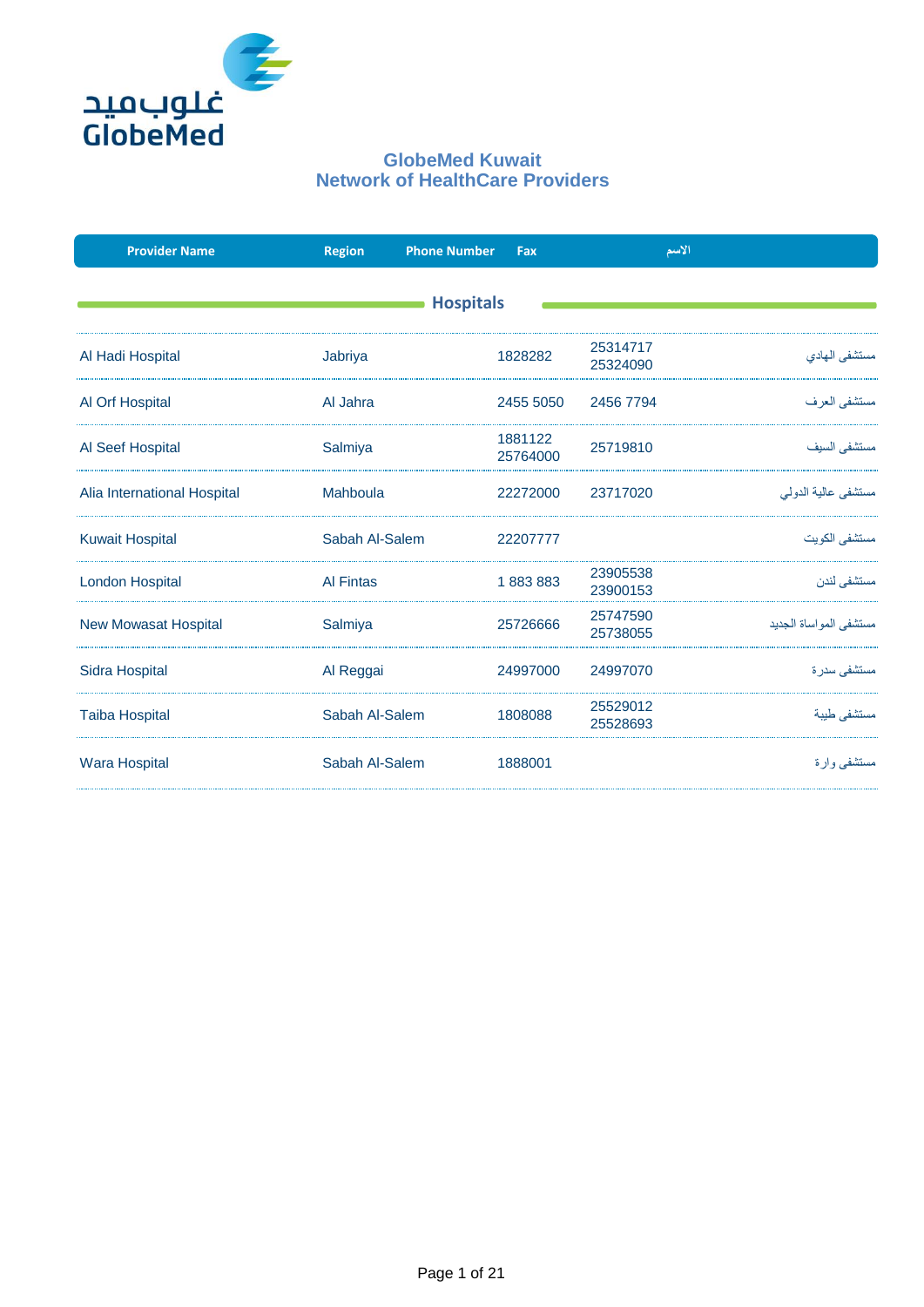غلوب ميد
GlobeMed

# GlobeMed Kuwait
## Network of HealthCare Providers

| Provider Name | Region | Phone Number | Fax | الاسم |
|---|---|---|---|---|
| **Hospitals** | | | | |
| Al Hadi Hospital | Jabriya | 1828282 | 25314717 25324090 | مستشفى الهادي |
| Al Orf Hospital | Al Jahra | 2455 5050 | 2456 7794 | مستشفى العرف |
| Al Seef Hospital | Salmiya | 1881122 25764000 | 25719810 | مستشفى السيف |
| Alia International Hospital | Mahboula | 22272000 | 23717020 | مستشفى عالية الدولي |
| Kuwait Hospital | Sabah Al-Salem | 22207777 | | مستشفى الكويت |
| London Hospital | Al Fintas | 1 883 883 | 23905538 23900153 | مستشفى لندن |
| New Mowasat Hospital | Salmiya | 25726666 | 25747590 25738055 | مستشفى المواساة الجديد |
| Sidra Hospital | Al Reggai | 24997000 | 24997070 | مستشفى سدرة |
| Taiba Hospital | Sabah Al-Salem | 1808088 | 25529012 25528693 | مستشفى طيبة |
| Wara Hospital | Sabah Al-Salem | 1888001 | | مستشفى وارة |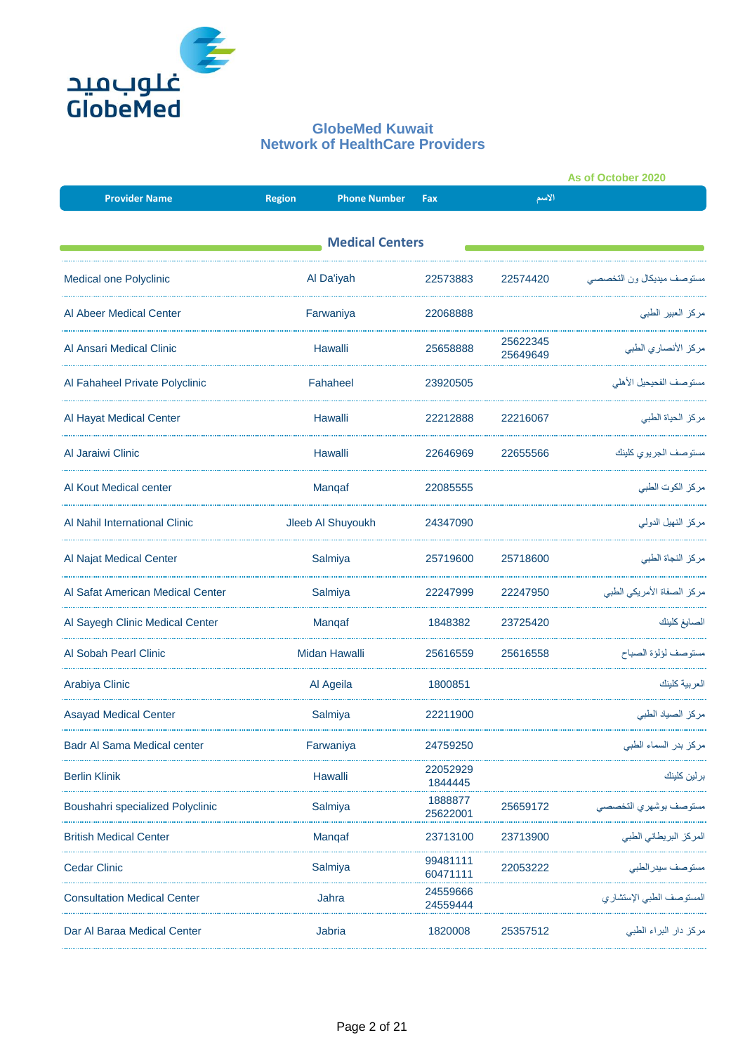# GlobeMed Kuwait
## Network of HealthCare Providers

As of October 2020

| Provider Name | Region | Phone Number | Fax | الاسم |
|---|---|---|---|---|
| **Medical Centers** | | | | |
| Medical one Polyclinic | Al Da'iyah | 22573883 | 22574420 | مستوصف ميديكال ون التخصصي |
| Al Abeer Medical Center | Farwaniya | 22068888 | | مركز العبير الطبي |
| Al Ansari Medical Clinic | Hawalli | 25658888 | 25622345 25649649 | مركز الأنصاري الطبي |
| Al Fahaheel Private Polyclinic | Fahaheel | 23920505 | | مستوصف الفحيحيل الأهلي |
| Al Hayat Medical Center | Hawalli | 22212888 | 22216067 | مركز الحياة الطبي |
| Al Jaraiwi Clinic | Hawalli | 22646969 | 22655566 | مستوصف الجريوي كلينك |
| Al Kout Medical center | Manqaf | 22085555 | | مركز الكوت الطبي |
| Al Nahil International Clinic | Jleeb Al Shuyoukh | 24347090 | | مركز النهيل الدولي |
| Al Najat Medical Center | Salmiya | 25719600 | 25718600 | مركز النجاة الطبي |
| Al Safat American Medical Center | Salmiya | 22247999 | 22247950 | مركز الصفاة الأمريكي الطبي |
| Al Sayegh Clinic Medical Center | Manqaf | 1848382 | 23725420 | الصايغ كلينك |
| Al Sobah Pearl Clinic | Midan Hawalli | 25616559 | 25616558 | مستوصف لؤلؤة الصباح |
| Arabiya Clinic | Al Ageila | 1800851 | | العربية كلينك |
| Asayad Medical Center | Salmiya | 22211900 | | مركز الصياد الطبي |
| Badr Al Sama Medical center | Farwaniya | 24759250 | | مركز بدر السماء الطبي |
| Berlin Klinik | Hawalli | 22052929 1844445 | | برلين كلينك |
| Boushahri specialized Polyclinic | Salmiya | 1888877 25622001 | 25659172 | مستوصف بوشهري التخصصي |
| British Medical Center | Manqaf | 23713100 | 23713900 | المركز البريطاني الطبي |
| Cedar Clinic | Salmiya | 99481111 60471111 | 22053222 | مستوصف سيدرالطبي |
| Consultation Medical Center | Jahra | 24559666 24559444 | | المستوصف الطبي الإستشاري |
| Dar Al Baraa Medical Center | Jabria | 1820008 | 25357512 | مركز دار البراء الطبي |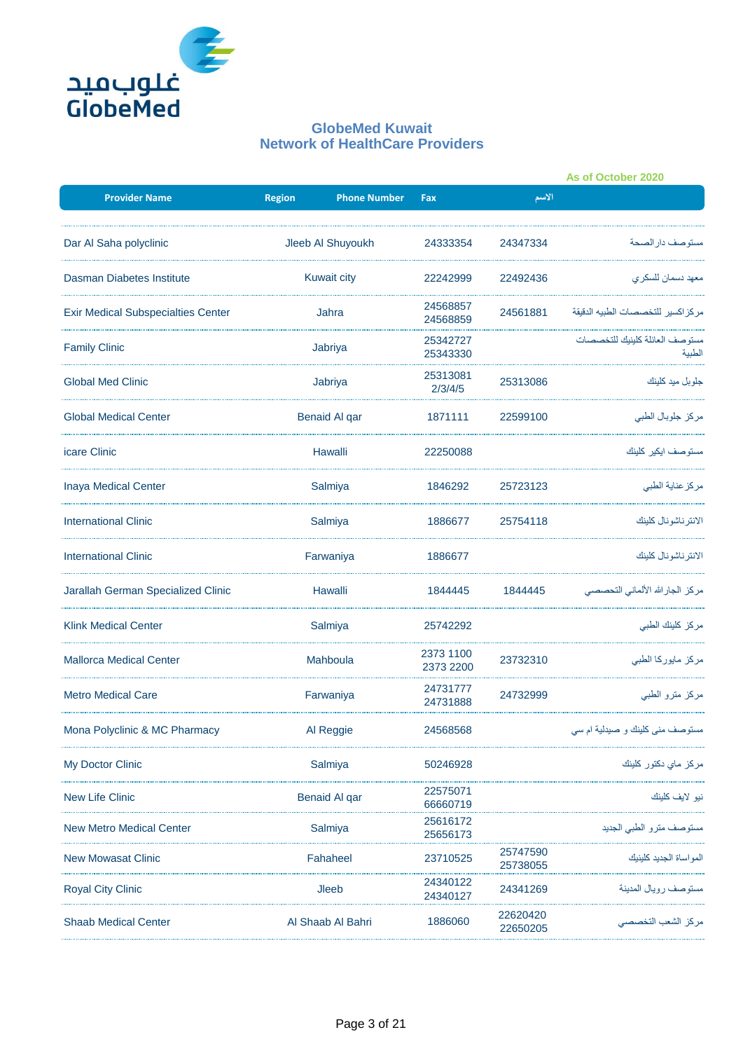# GlobeMed Kuwait
## Network of HealthCare Providers

As of October 2020

| Provider Name | Region | Phone Number | Fax | الاسم |
|---|---|---|---|---|
| Dar Al Saha polyclinic | Jleeb Al Shuyoukh | 24333354 | 24347334 | مستوصف دار الصحة |
| Dasman Diabetes Institute | Kuwait city | 22242999 | 22492436 | معهد دسمان للسكري |
| Exir Medical Subspecialties Center | Jahra | 24568857 24568859 | 24561881 | مركز اكسير للتخصصات الطبيه الدقيقة |
| Family Clinic | Jabriya | 25342727 25343330 | | مستوصف العائلة كلينيك للتخصصات الطبية |
| Global Med Clinic | Jabriya | 25313081 2/3/4/5 | 25313086 | جلوبل ميد كلينك |
| Global Medical Center | Benaid Al qar | 1871111 | 22599100 | مركز جلوبال الطبي |
| icare Clinic | Hawalli | 22250088 | | مستوصف ايكير كلينك |
| Inaya Medical Center | Salmiya | 1846292 | 25723123 | مركز عناية الطبي |
| International Clinic | Salmiya | 1886677 | 25754118 | الانترناشونال كلينك |
| International Clinic | Farwaniya | 1886677 | | الانترناشونال كلينك |
| Jarallah German Specialized Clinic | Hawalli | 1844445 | 1844445 | مركز الجار الله الألماني التخصصي |
| Klink Medical Center | Salmiya | 25742292 | | مركز كلينك الطبي |
| Mallorca Medical Center | Mahboula | 2373 1100 2373 2200 | 23732310 | مركز مايوركا الطبي |
| Metro Medical Care | Farwaniya | 24731777 24731888 | 24732999 | مركز مترو الطبي |
| Mona Polyclinic & MC Pharmacy | Al Reggie | 24568568 | | مستوصف منى كلينك و صيدلية ام سي |
| My Doctor Clinic | Salmiya | 50246928 | | مركز ماي دكتور كلينك |
| New Life Clinic | Benaid Al qar | 22575071 66660719 | | نيو لايف كلينك |
| New Metro Medical Center | Salmiya | 25616172 25656173 | | مستوصف مترو الطبي الجديد |
| New Mowasat Clinic | Fahaheel | 23710525 | 25747590 25738055 | المواساة الجديد كلينيك |
| Royal City Clinic | Jleeb | 24340122 24340127 | 24341269 | مستوصف رويال المدينة |
| Shaab Medical Center | Al Shaab Al Bahri | 1886060 | 22620420 22650205 | مركز الشعب التخصصي |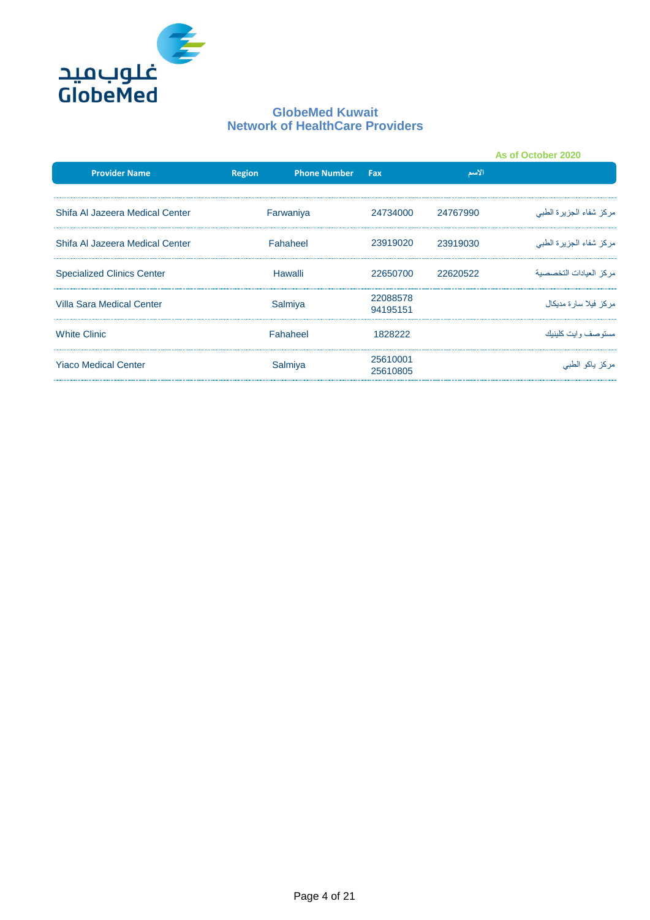## GlobeMed Kuwait
## Network of HealthCare Providers

As of October 2020

| Provider Name | Region | Phone Number | Fax | الاسم |
|---|---|---|---|---|
| Shifa Al Jazeera Medical Center | Farwaniya | 24734000 | 24767990 | مركز شفاء الجزيرة الطبي |
| Shifa Al Jazeera Medical Center | Fahaheel | 23919020 | 23919030 | مركز شفاء الجزيرة الطبي |
| Specialized Clinics Center | Hawalli | 22650700 | 22620522 | مركز العيادات التخصصية |
| Villa Sara Medical Center | Salmiya | 22088578 94195151 | | مركز فيلا سارة مديكال |
| White Clinic | Fahaheel | 1828222 | | مستوصف وايت كلينيك |
| Yiaco Medical Center | Salmiya | 25610001 25610805 | | مركز ياكو الطبي |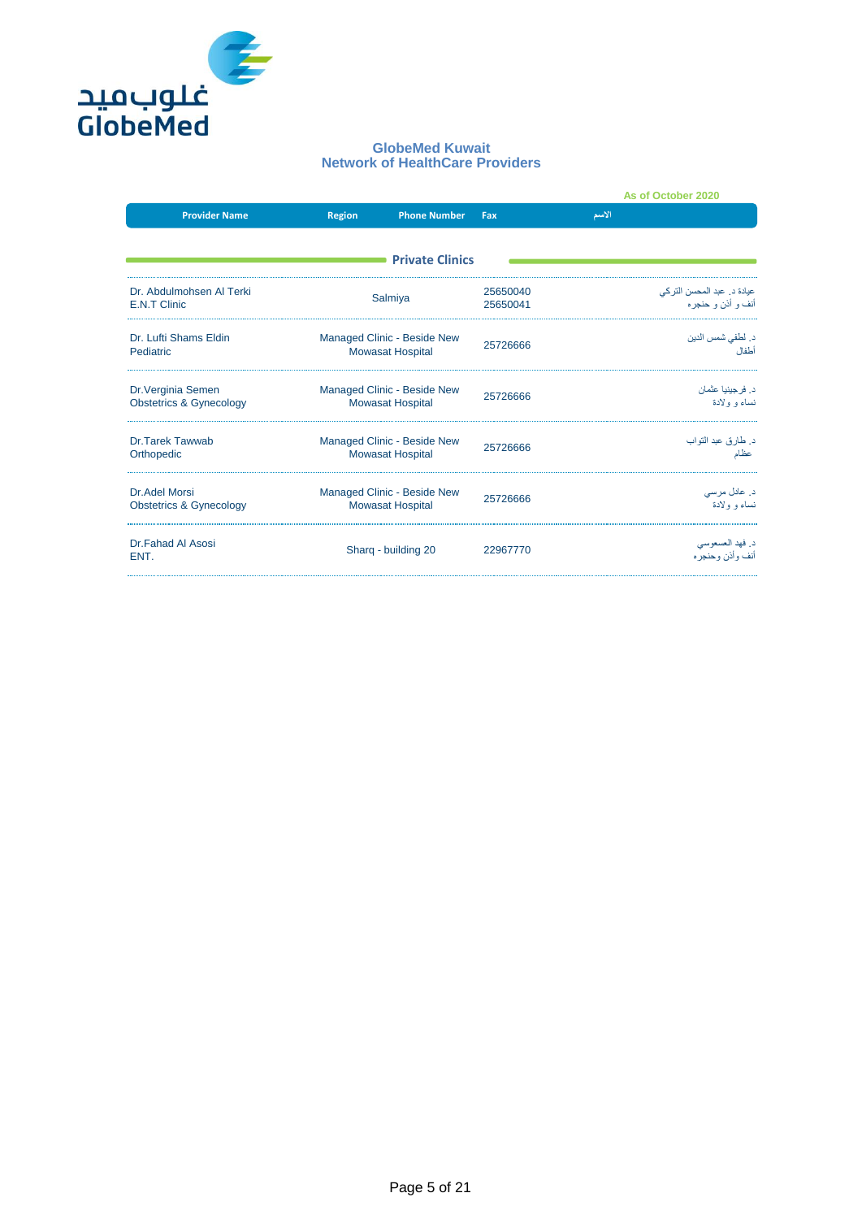# GlobeMed Kuwait
## Network of HealthCare Providers

As of October 2020

| Provider Name | Region | Phone Number | Fax | الاسم |
|---|---|---|---|---|
| **Private Clinics** | | | | |
| Dr. Abdulmohsen Al Terki E.N.T Clinic | Salmiya | 25650040 25650041 | | عيادة د. عبد المحسن التركي أنف و أذن و حنجره |
| Dr. Lufti Shams Eldin Pediatric | Managed Clinic - Beside New Mowasat Hospital | 25726666 | | د. لطفي شمس الدين أطفال |
| Dr.Verginia Semen Obstetrics & Gynecology | Managed Clinic - Beside New Mowasat Hospital | 25726666 | | د. فرجينيا عثمان نساء و ولادة |
| Dr.Tarek Tawwab Orthopedic | Managed Clinic - Beside New Mowasat Hospital | 25726666 | | د. طارق عبد التواب عظام |
| Dr.Adel Morsi Obstetrics & Gynecology | Managed Clinic - Beside New Mowasat Hospital | 25726666 | | د. عادل مرسي نساء و ولادة |
| Dr.Fahad Al Asosi ENT. | Sharq - building 20 | 22967770 | | د. فهد العسعوسي أنف وأذن وحنجره |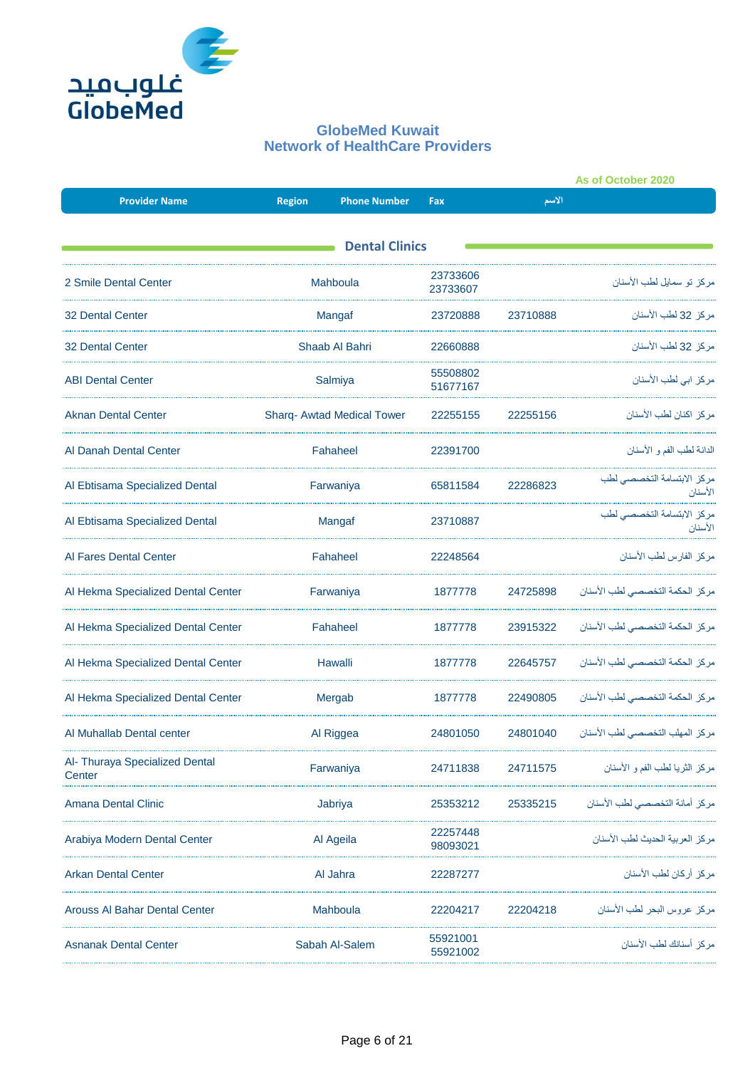## GlobeMed Kuwait
## Network of HealthCare Providers

As of October 2020

| Provider Name | Region | Phone Number | Fax | الاسم |
|---|---|---|---|---|
| **Dental Clinics** | | | | |
| 2 Smile Dental Center | Mahboula | 23733606 23733607 | | مركز تو سمايل لطب الأسنان |
| 32 Dental Center | Mangaf | 23720888 | 23710888 | مركز 32 لطب الأسنان |
| 32 Dental Center | Shaab Al Bahri | 22660888 | | مركز 32 لطب الأسنان |
| ABI Dental Center | Salmiya | 55508802 51677167 | | مركز ابي لطب الأسنان |
| Aknan Dental Center | Sharq- Awtad Medical Tower | 22255155 | 22255156 | مركز اكنان لطب الأسنان |
| Al Danah Dental Center | Fahaheel | 22391700 | | الدانة لطب الفم و الأسنان |
| Al Ebtisama Specialized Dental | Farwaniya | 65811584 | 22286823 | مركز الابتسامة التخصصي لطب الأسنان |
| Al Ebtisama Specialized Dental | Mangaf | 23710887 | | مركز الابتسامة التخصصي لطب الأسنان |
| Al Fares Dental Center | Fahaheel | 22248564 | | مركز الفارس لطب الأسنان |
| Al Hekma Specialized Dental Center | Farwaniya | 1877778 | 24725898 | مركز الحكمة التخصصي لطب الأسنان |
| Al Hekma Specialized Dental Center | Fahaheel | 1877778 | 23915322 | مركز الحكمة التخصصي لطب الأسنان |
| Al Hekma Specialized Dental Center | Hawalli | 1877778 | 22645757 | مركز الحكمة التخصصي لطب الأسنان |
| Al Hekma Specialized Dental Center | Mergab | 1877778 | 22490805 | مركز الحكمة التخصصي لطب الأسنان |
| Al Muhallab Dental center | Al Riggea | 24801050 | 24801040 | مركز المهلب التخصصي لطب الأسنان |
| Al- Thuraya Specialized Dental Center | Farwaniya | 24711838 | 24711575 | مركز الثريا لطب الفم و الأسنان |
| Amana Dental Clinic | Jabriya | 25353212 | 25335215 | مركز أمانة التخصصي لطب الأسنان |
| Arabiya Modern Dental Center | Al Ageila | 22257448 98093021 | | مركز العربية الحديث لطب الأسنان |
| Arkan Dental Center | Al Jahra | 22287277 | | مركز أركان لطب الأسنان |
| Arouss Al Bahar Dental Center | Mahboula | 22204217 | 22204218 | مركز عروس البحر لطب الأسنان |
| Asnanak Dental Center | Sabah Al-Salem | 55921001 55921002 | | مركز أسنانك لطب الأسنان |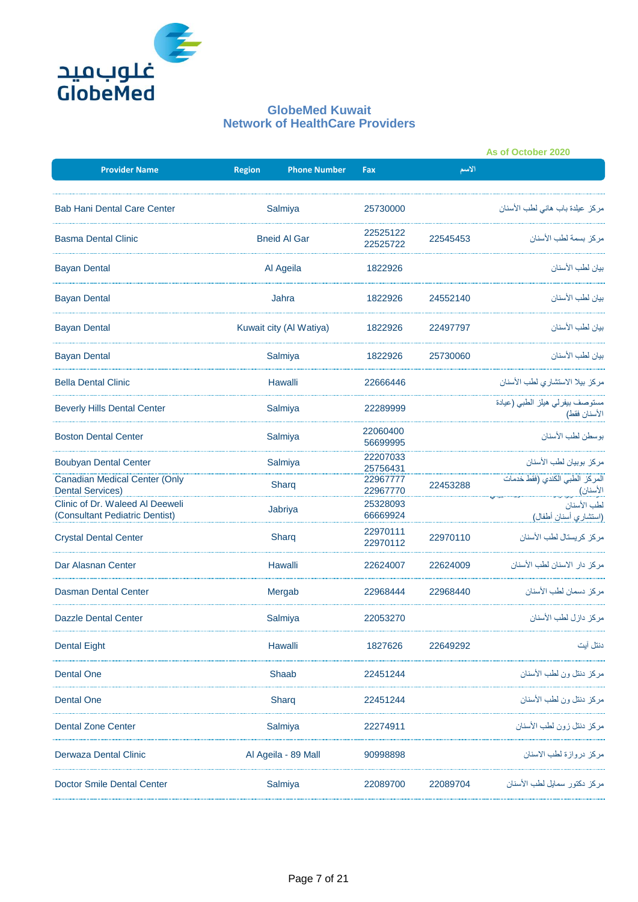غلوب ميد
GlobeMed

## GlobeMed Kuwait
## Network of HealthCare Providers

As of October 2020

| Provider Name | Region | Phone Number | Fax | الاسم |
|---|---|---|---|---|
| Bab Hani Dental Care Center | Salmiya | 25730000 | | مركز عيادة باب هاني لطب الأسنان |
| Basma Dental Clinic | Bneid Al Gar | 22525122 22525722 | 22545453 | مركز بسمة لطب الأسنان |
| Bayan Dental | Al Ageila | 1822926 | | بيان لطب الأسنان |
| Bayan Dental | Jahra | 1822926 | 24552140 | بيان لطب الأسنان |
| Bayan Dental | Kuwait city (Al Watiya) | 1822926 | 22497797 | بيان لطب الأسنان |
| Bayan Dental | Salmiya | 1822926 | 25730060 | بيان لطب الأسنان |
| Bella Dental Clinic | Hawalli | 22666446 | | مركز بيلا الاستشاري لطب الأسنان |
| Beverly Hills Dental Center | Salmiya | 22289999 | | مستوصف بيفرلي هيلز الطبي (عيادة الأسنان فقط) |
| Boston Dental Center | Salmiya | 22060400 56699995 | | بوسطن لطب الأسنان |
| Boubyan Dental Center | Salmiya | 22207033 25756431 | | مركز بوبيان لطب الأسنان |
| Canadian Medical Center (Only Dental Services) | Sharq | 22967777 22967770 | 22453288 | المركز الطبي الكندي (فقط خدمات الأسنان) |
| Clinic of Dr. Waleed Al Deeweli (Consultant Pediatric Dentist) | Jabriya | 25328093 66669924 | | لطب الأسنان (استشاري أسنان أطفال) |
| Crystal Dental Center | Sharq | 22970111 22970112 | 22970110 | مركز كريستال لطب الأسنان |
| Dar Alasnan Center | Hawalli | 22624007 | 22624009 | مركز دار الاسنان لطب الأسنان |
| Dasman Dental Center | Mergab | 22968444 | 22968440 | مركز دسمان لطب الأسنان |
| Dazzle Dental Center | Salmiya | 22053270 | | مركز دازل لطب الأسنان |
| Dental Eight | Hawalli | 1827626 | 22649292 | دنتل أيت |
| Dental One | Shaab | 22451244 | | مركز دنتل ون لطب الأسنان |
| Dental One | Sharq | 22451244 | | مركز دنتل ون لطب الأسنان |
| Dental Zone Center | Salmiya | 22274911 | | مركز دنتل زون لطب الأسنان |
| Derwaza Dental Clinic | Al Ageila - 89 Mall | 90998898 | | مركز دروازة لطب الاسنان |
| Doctor Smile Dental Center | Salmiya | 22089700 | 22089704 | مركز دكتور سمايل لطب الأسنان |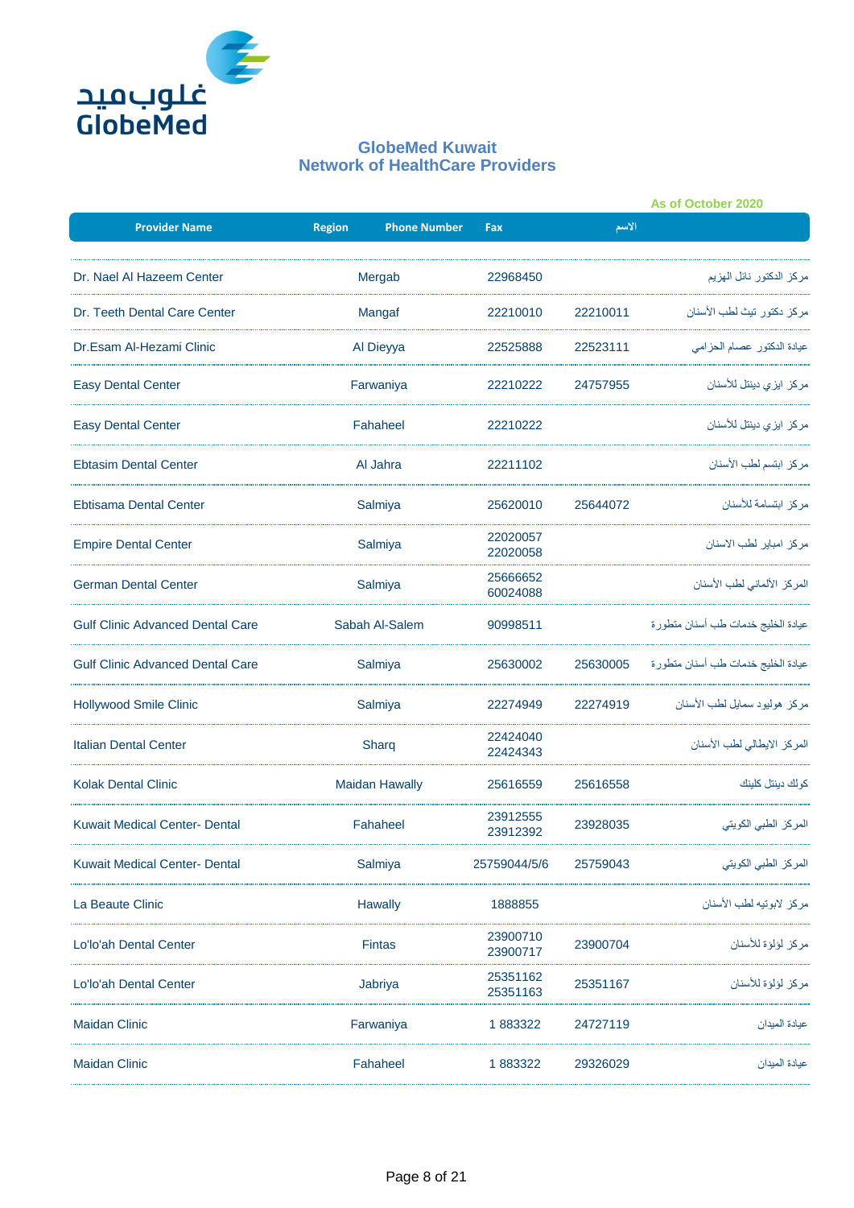غلوب ميد
GlobeMed

## GlobeMed Kuwait
## Network of HealthCare Providers

As of October 2020

| Provider Name | Region | Phone Number | Fax | الاسم |
|---|---|---|---|---|
| Dr. Nael Al Hazeem Center | Mergab | 22968450 | | مركز الدكتور نائل الهزيم |
| Dr. Teeth Dental Care Center | Mangaf | 22210010 | 22210011 | مركز دكتور تيث لطب الأسنان |
| Dr.Esam Al-Hezami Clinic | Al Dieyya | 22525888 | 22523111 | عيادة الدكتور عصام الحزامي |
| Easy Dental Center | Farwaniya | 22210222 | 24757955 | مركز ايزي دينتل للأسنان |
| Easy Dental Center | Fahaheel | 22210222 | | مركز ايزي دينتل للأسنان |
| Ebtasim Dental Center | Al Jahra | 22211102 | | مركز ابتسم لطب الأسنان |
| Ebtisama Dental Center | Salmiya | 25620010 | 25644072 | مركز ابتسامة للأسنان |
| Empire Dental Center | Salmiya | 22020057 22020058 | | مركز امباير لطب الاسنان |
| German Dental Center | Salmiya | 25666652 60024088 | | المركز الألماني لطب الأسنان |
| Gulf Clinic Advanced Dental Care | Sabah Al-Salem | 90998511 | | عيادة الخليج خدمات طب أسنان متطورة |
| Gulf Clinic Advanced Dental Care | Salmiya | 25630002 | 25630005 | عيادة الخليج خدمات طب أسنان متطورة |
| Hollywood Smile Clinic | Salmiya | 22274949 | 22274919 | مركز هوليود سمايل لطب الأسنان |
| Italian Dental Center | Sharq | 22424040 22424343 | | المركز الايطالي لطب الأسنان |
| Kolak Dental Clinic | Maidan Hawally | 25616559 | 25616558 | كولك دينتل كلينك |
| Kuwait Medical Center- Dental | Fahaheel | 23912555 23912392 | 23928035 | المركز الطبي الكويتي |
| Kuwait Medical Center- Dental | Salmiya | 25759044/5/6 | 25759043 | المركز الطبي الكويتي |
| La Beaute Clinic | Hawally | 1888855 | | مركز لابوتيه لطب الأسنان |
| Lo'lo'ah Dental Center | Fintas | 23900710 23900717 | 23900704 | مركز لؤلؤة للأسنان |
| Lo'lo'ah Dental Center | Jabriya | 25351162 25351163 | 25351167 | مركز لؤلؤة للأسنان |
| Maidan Clinic | Farwaniya | 1 883322 | 24727119 | عيادة الميدان |
| Maidan Clinic | Fahaheel | 1 883322 | 29326029 | عيادة الميدان |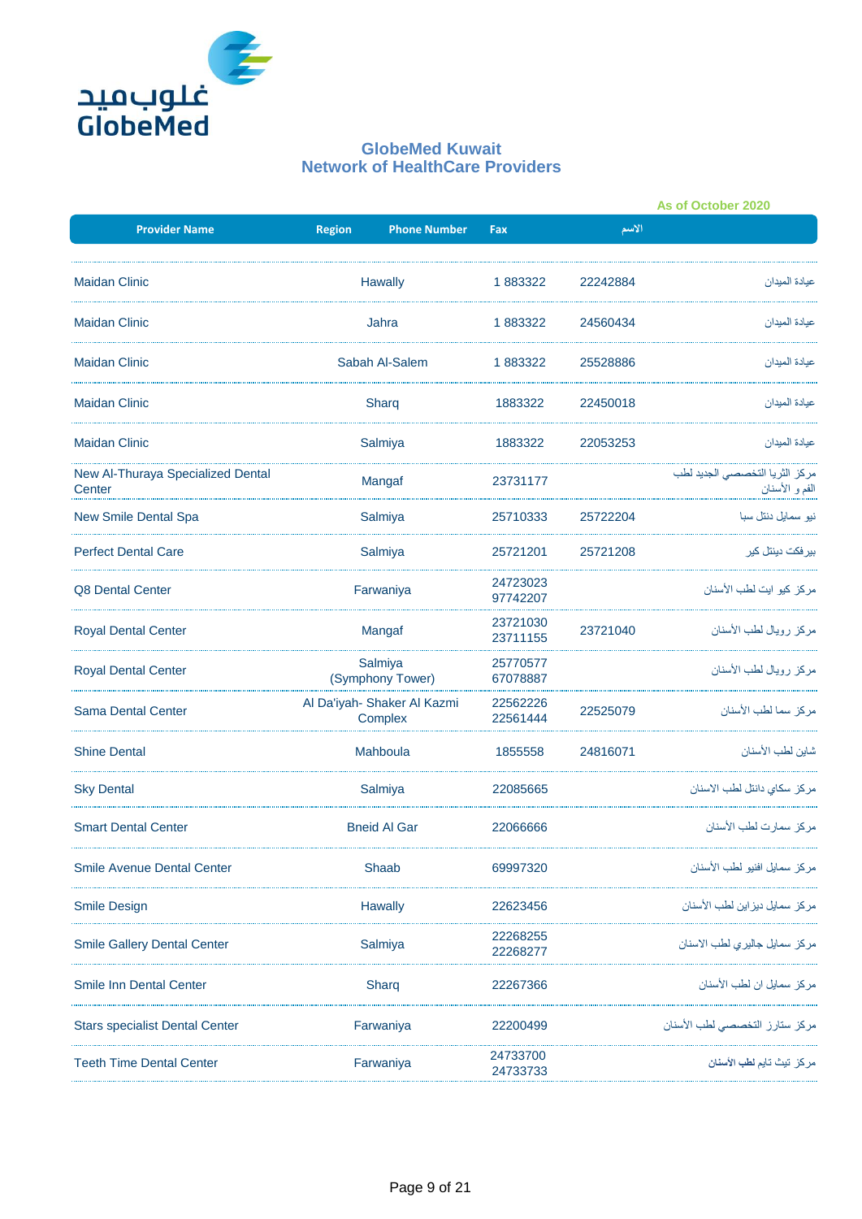غلوب ميد
GlobeMed

## GlobeMed Kuwait
## Network of HealthCare Providers

As of October 2020

| Provider Name | Region | Phone Number | Fax | الاسم |
|---|---|---|---|---|
| Maidan Clinic | Hawally | 1 883322 | 22242884 | عيادة الميدان |
| Maidan Clinic | Jahra | 1 883322 | 24560434 | عيادة الميدان |
| Maidan Clinic | Sabah Al-Salem | 1 883322 | 25528886 | عيادة الميدان |
| Maidan Clinic | Sharq | 1883322 | 22450018 | عيادة الميدان |
| Maidan Clinic | Salmiya | 1883322 | 22053253 | عيادة الميدان |
| New Al-Thuraya Specialized Dental Center | Mangaf | 23731177 | | مركز الثريا التخصصي الجديد لطب الفم و الأسنان |
| New Smile Dental Spa | Salmiya | 25710333 | 25722204 | نيو سمايل دنتل سبا |
| Perfect Dental Care | Salmiya | 25721201 | 25721208 | بيرفكت دينتل كير |
| Q8 Dental Center | Farwaniya | 24723023 97742207 | | مركز كيو ايت لطب الأسنان |
| Royal Dental Center | Mangaf | 23721030 23711155 | 23721040 | مركز رويال لطب الأسنان |
| Royal Dental Center | Salmiya (Symphony Tower) | 25770577 67078887 | | مركز رويال لطب الأسنان |
| Sama Dental Center | Al Da'iyah- Shaker Al Kazmi Complex | 22562226 22561444 | 22525079 | مركز سما لطب الأسنان |
| Shine Dental | Mahboula | 1855558 | 24816071 | شاين لطب الأسنان |
| Sky Dental | Salmiya | 22085665 | | مركز سكاي دانتل لطب الاسنان |
| Smart Dental Center | Bneid Al Gar | 22066666 | | مركز سمارت لطب الأسنان |
| Smile Avenue Dental Center | Shaab | 69997320 | | مركز سمايل افنيو لطب الأسنان |
| Smile Design | Hawally | 22623456 | | مركز سمايل ديزاين لطب الأسنان |
| Smile Gallery Dental Center | Salmiya | 22268255 22268277 | | مركز سمايل جاليري لطب الاسنان |
| Smile Inn Dental Center | Sharq | 22267366 | | مركز سمايل ان لطب الأسنان |
| Stars specialist Dental Center | Farwaniya | 22200499 | | مركز ستارز التخصصي لطب الأسنان |
| Teeth Time Dental Center | Farwaniya | 24733700 24733733 | | مركز تيث تايم **لطب الأسنان** |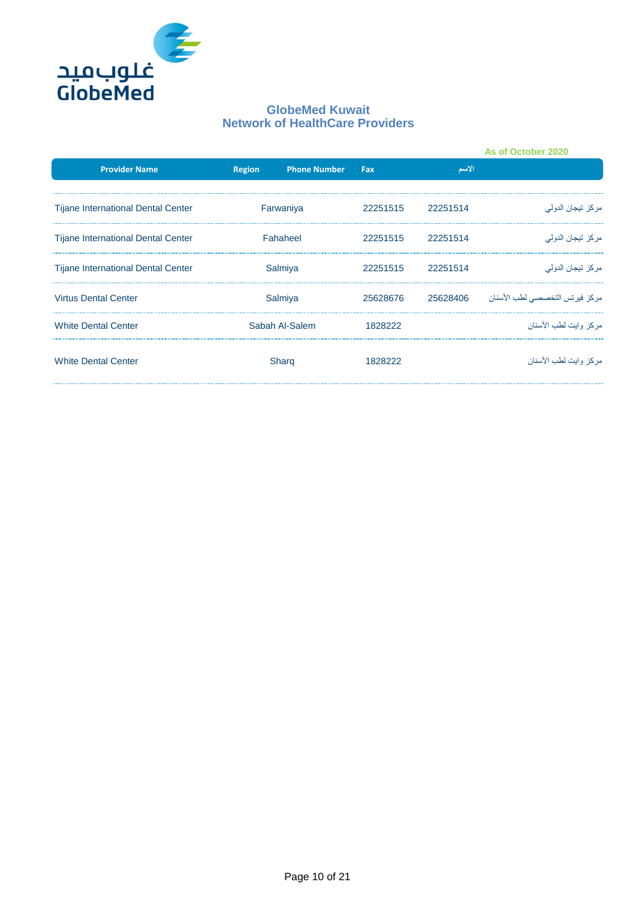## GlobeMed Kuwait
## Network of HealthCare Providers

As of October 2020

| Provider Name | Region | Phone Number | Fax | الاسم |
|---|---|---|---|---|
| Tijane International Dental Center | Farwaniya | 22251515 | 22251514 | مركز تيجان الدولي |
| Tijane International Dental Center | Fahaheel | 22251515 | 22251514 | مركز تيجان الدولي |
| Tijane International Dental Center | Salmiya | 22251515 | 22251514 | مركز تيجان الدولي |
| Virtus Dental Center | Salmiya | 25628676 | 25628406 | مركز فيرتس التخصصي لطب الأسنان |
| White Dental Center | Sabah Al-Salem | 1828222 | | مركز وايت لطب الأسنان |
| White Dental Center | Sharq | 1828222 | | مركز وايت لطب الأسنان |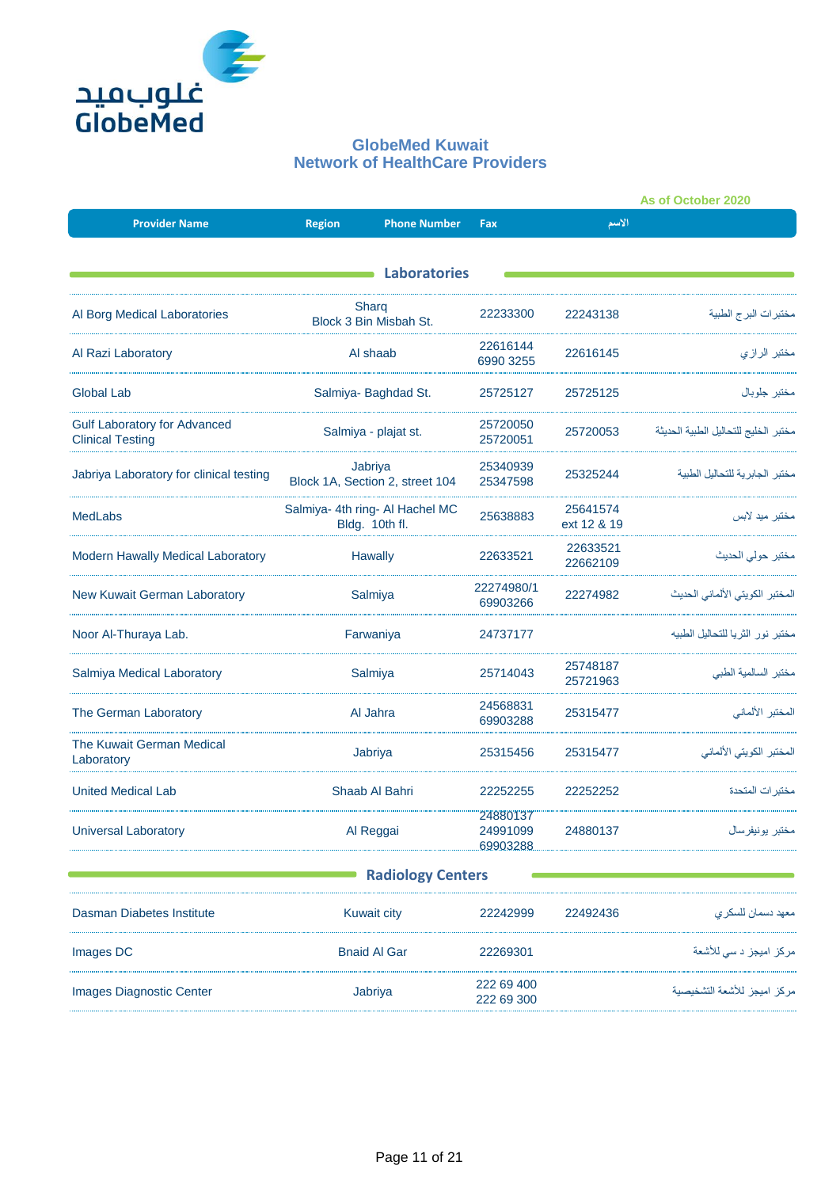GlobeMed Kuwait
Network of HealthCare Providers

As of October 2020

| Provider Name | Region | Phone Number | Fax | الاسم |
|---|---|---|---|---|
| **Laboratories** | | | | |
| Al Borg Medical Laboratories | Sharq Block 3 Bin Misbah St. | 22233300 | 22243138 | مختبرات البرج الطبية |
| Al Razi Laboratory | Al shaab | 22616144 6990 3255 | 22616145 | مختبر الرازي |
| Global Lab | Salmiya- Baghdad St. | 25725127 | 25725125 | مختبر جلوبال |
| Gulf Laboratory for Advanced Clinical Testing | Salmiya - plajat st. | 25720050 25720051 | 25720053 | مختبر الخليج للتحاليل الطبية الحديثة |
| Jabriya Laboratory for clinical testing | Jabriya Block 1A, Section 2, street 104 | 25340939 25347598 | 25325244 | مختبر الجابرية للتحاليل الطبية |
| MedLabs | Salmiya- 4th ring- Al Hachel MC Bldg. 10th fl. | 25638883 | 25641574 ext 12 & 19 | مختبر ميد لابس |
| Modern Hawally Medical Laboratory | Hawally | 22633521 | 22633521 22662109 | مختبر حولي الحديث |
| New Kuwait German Laboratory | Salmiya | 22274980/1 69903266 | 22274982 | المختبر الكويتي الألماني الحديث |
| Noor Al-Thuraya Lab. | Farwaniya | 24737177 | | مختبر نور الثريا للتحاليل الطبيه |
| Salmiya Medical Laboratory | Salmiya | 25714043 | 25748187 25721963 | مختبر السالمية الطبي |
| The German Laboratory | Al Jahra | 24568831 69903288 | 25315477 | المختبر الألماني |
| The Kuwait German Medical Laboratory | Jabriya | 25315456 | 25315477 | المختبر الكويتي الألماني |
| United Medical Lab | Shaab Al Bahri | 22252255 | 22252252 | مختبرات المتحدة |
| Universal Laboratory | Al Reggai | 24880137 24991099 69903288 | 24880137 | مختبر يونيفرسال |
| **Radiology Centers** | | | | |
| Dasman Diabetes Institute | Kuwait city | 22242999 | 22492436 | معهد دسمان للسكري |
| Images DC | Bnaid Al Gar | 22269301 | | مركز اميجز د سي للأشعة |
| Images Diagnostic Center | Jabriya | 222 69 400 222 69 300 | | مركز اميجز للأشعة التشخيصية |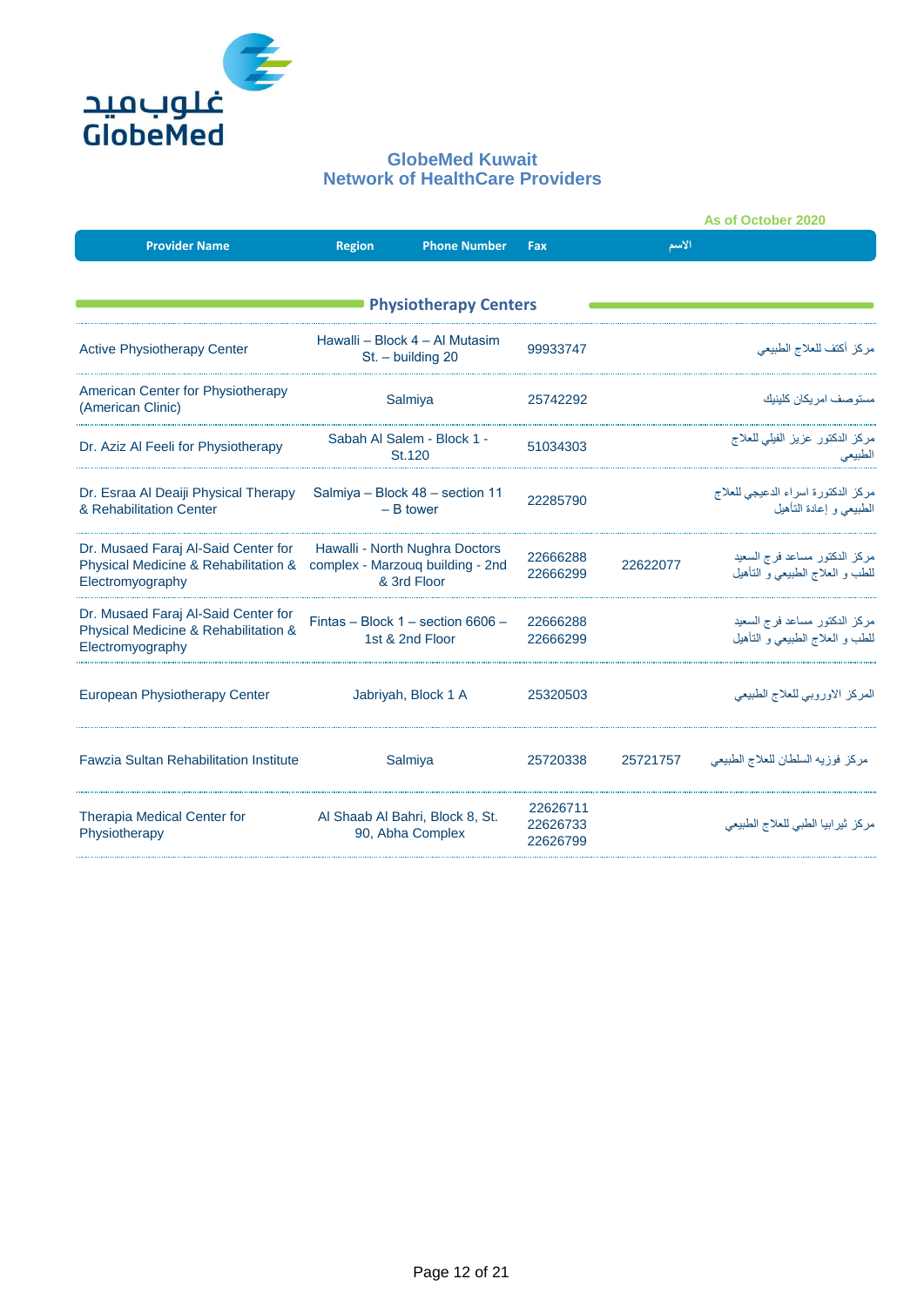غلوب ميد
GlobeMed

## GlobeMed Kuwait
## Network of HealthCare Providers

As of October 2020

| Provider Name | Region | Phone Number | Fax | الاسم |
|---|---|---|---|---|
| **Physiotherapy Centers** | | | | |
| Active Physiotherapy Center | Hawalli – Block 4 – Al Mutasim St. – building 20 | 99933747 | | مركز أكتف للعلاج الطبيعي |
| American Center for Physiotherapy (American Clinic) | Salmiya | 25742292 | | مستوصف امريكان كلينيك |
| Dr. Aziz Al Feeli for Physiotherapy | Sabah Al Salem - Block 1 - St.120 | 51034303 | | مركز الدكتور عزيز الفيلي للعلاج الطبيعي |
| Dr. Esraa Al Deaiji Physical Therapy & Rehabilitation Center | Salmiya – Block 48 – section 11 – B tower | 22285790 | | مركز الدكتورة اسراء الدعيجي للعلاج الطبيعي و إعادة التأهيل |
| Dr. Musaed Faraj Al-Said Center for Physical Medicine & Rehabilitation & Electromyography | Hawalli - North Nughra Doctors complex - Marzouq building - 2nd & 3rd Floor | 22666288 22666299 | 22622077 | مركز الدكتور مساعد فرج السعيد للطب و العلاج الطبيعي و التأهيل |
| Dr. Musaed Faraj Al-Said Center for Physical Medicine & Rehabilitation & Electromyography | Fintas – Block 1 – section 6606 – 1st & 2nd Floor | 22666288 22666299 | | مركز الدكتور مساعد فرج السعيد للطب و العلاج الطبيعي و التأهيل |
| European Physiotherapy Center | Jabriyah, Block 1 A | 25320503 | | المركز الاوروبي للعلاج الطبيعي |
| Fawzia Sultan Rehabilitation Institute | Salmiya | 25720338 | 25721757 | مركز فوزيه السلطان للعلاج الطبيعي |
| Therapia Medical Center for Physiotherapy | Al Shaab Al Bahri, Block 8, St. 90, Abha Complex | 22626711 22626733 22626799 | | مركز ثيرابيا الطبي للعلاج الطبيعي |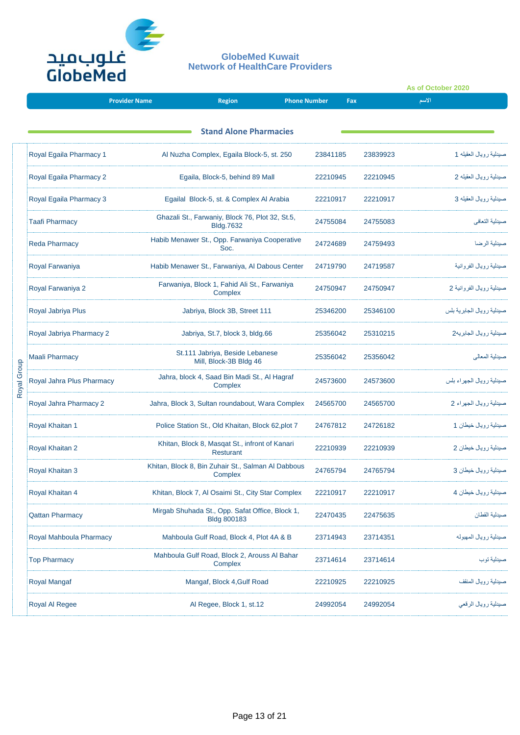غلوب ميد
GlobeMed

**GlobeMed Kuwait**
**Network of HealthCare Providers**

As of October 2020

## Stand Alone Pharmacies

| | Provider Name | Region | Phone Number | Fax | الاسم |
|---|---|---|---|---|---|
| Royal Group | Royal Egaila Pharmacy 1 | Al Nuzha Complex, Egaila Block-5, st. 250 | 23841185 | 23839923 | صيدلية رويال العقيله 1 |
| | Royal Egaila Pharmacy 2 | Egaila, Block-5, behind 89 Mall | 22210945 | 22210945 | صيدلية رويال العقيله 2 |
| | Royal Egaila Pharmacy 3 | Egailal Block-5, st. & Complex Al Arabia | 22210917 | 22210917 | صيدلية رويال العقيله 3 |
| | Taafi Pharmacy | Ghazali St., Farwaniy, Block 76, Plot 32, St.5, Bldg.7632 | 24755084 | 24755083 | صيدلية التعافي |
| | Reda Pharmacy | Habib Menawer St., Opp. Farwaniya Cooperative Soc. | 24724689 | 24759493 | صيدلية الرضا |
| | Royal Farwaniya | Habib Menawer St., Farwaniya, Al Dabous Center | 24719790 | 24719587 | صيدلية رويال الفروانية |
| | Royal Farwaniya 2 | Farwaniya, Block 1, Fahid Ali St., Farwaniya Complex | 24750947 | 24750947 | صيدلية رويال الفروانية 2 |
| | Royal Jabriya Plus | Jabriya, Block 3B, Street 111 | 25346200 | 25346100 | صيدلية رويال الجابرية بلس |
| | Royal Jabriya Pharmacy 2 | Jabriya, St.7, block 3, bldg.66 | 25356042 | 25310215 | صيدلية رويال الجابريه2 |
| | Maali Pharmacy | St.111 Jabriya, Beside Lebanese Mill, Block-3B Bldg 46 | 25356042 | 25356042 | صيدلية المعالي |
| | Royal Jahra Plus Pharmacy | Jahra, block 4, Saad Bin Madi St., Al Hagraf Complex | 24573600 | 24573600 | صيدلية رويال الجهراء بلس |
| | Royal Jahra Pharmacy 2 | Jahra, Block 3, Sultan roundabout, Wara Complex | 24565700 | 24565700 | صيدلية رويال الجهراء 2 |
| | Royal Khaitan 1 | Police Station St., Old Khaitan, Block 62,plot 7 | 24767812 | 24726182 | صيدلية رويال خيطان 1 |
| | Royal Khaitan 2 | Khitan, Block 8, Masqat St., infront of Kanari Resturant | 22210939 | 22210939 | صيدلية رويال خيطان 2 |
| | Royal Khaitan 3 | Khitan, Block 8, Bin Zuhair St., Salman Al Dabbous Complex | 24765794 | 24765794 | صيدلية رويال خيطان 3 |
| | Royal Khaitan 4 | Khitan, Block 7, Al Osaimi St., City Star Complex | 22210917 | 22210917 | صيدلية رويال خيطان 4 |
| | Qattan Pharmacy | Mirgab Shuhada St., Opp. Safat Office, Block 1, Bldg 800183 | 22470435 | 22475635 | صيدلية القطان |
| | Royal Mahboula Pharmacy | Mahboula Gulf Road, Block 4, Plot 4A & B | 23714943 | 23714351 | صيدلية رويال المهبوله |
| | Top Pharmacy | Mahboula Gulf Road, Block 2, Arouss Al Bahar Complex | 23714614 | 23714614 | صيدلية توب |
| | Royal Mangaf | Mangaf, Block 4,Gulf Road | 22210925 | 22210925 | صيدلية رويال المنقف |
| | Royal Al Regee | Al Regee, Block 1, st.12 | 24992054 | 24992054 | صيدلية رويال الرقعي |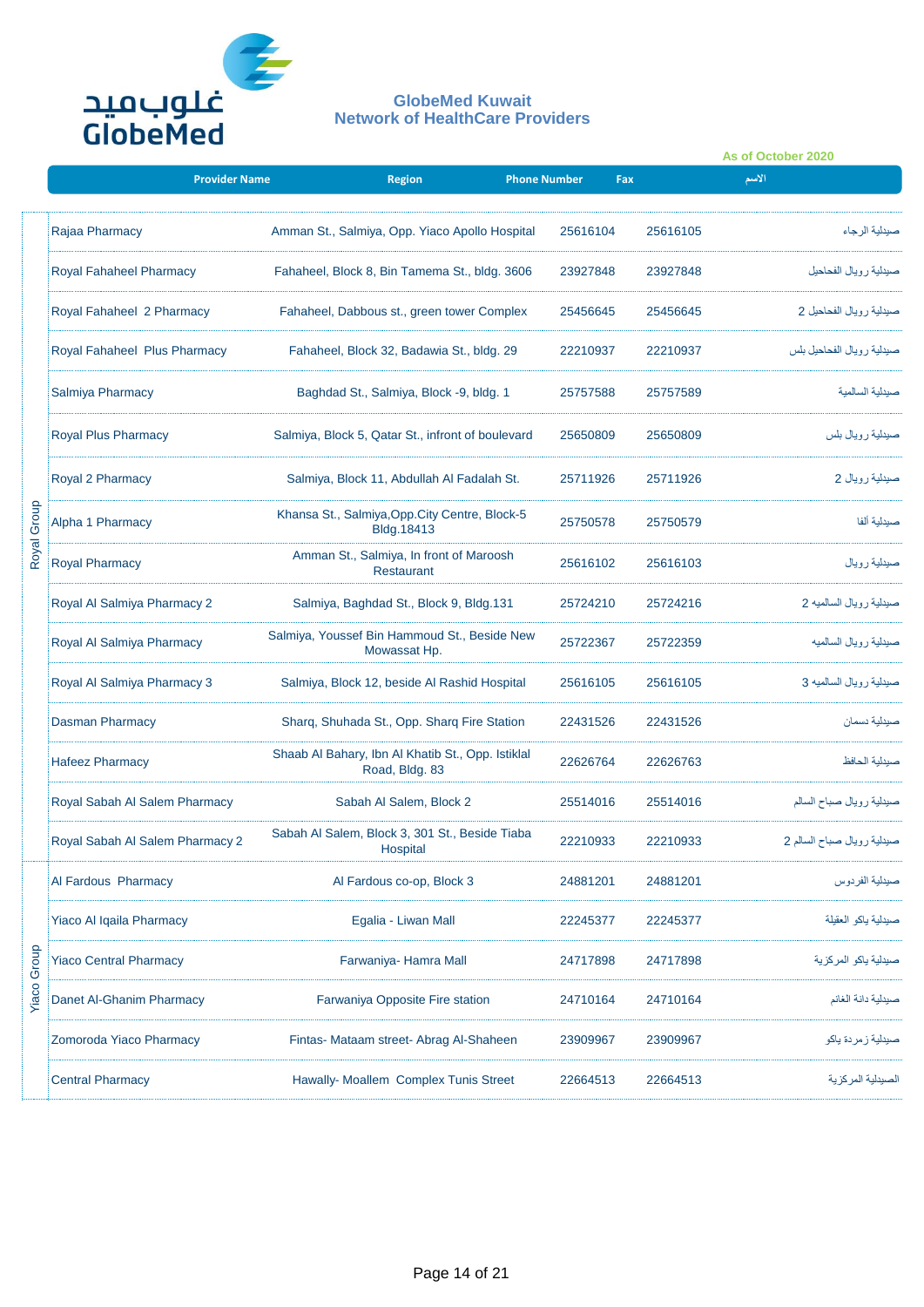## GlobeMed Kuwait
## Network of HealthCare Providers

As of October 2020

| | Provider Name | Region | Phone Number | Fax | الاسم |
|---|---|---|---|---|---|
| Royal Group | Rajaa Pharmacy | Amman St., Salmiya, Opp. Yiaco Apollo Hospital | 25616104 | 25616105 | صيدلية الرجاء |
| Royal Group | Royal Fahaheel Pharmacy | Fahaheel, Block 8, Bin Tamema St., bldg. 3606 | 23927848 | 23927848 | صيدلية رويال الفحاحيل |
| Royal Group | Royal Fahaheel 2 Pharmacy | Fahaheel, Dabbous st., green tower Complex | 25456645 | 25456645 | صيدلية رويال الفحاحيل 2 |
| Royal Group | Royal Fahaheel Plus Pharmacy | Fahaheel, Block 32, Badawia St., bldg. 29 | 22210937 | 22210937 | صيدلية رويال الفحاحيل بلس |
| Royal Group | Salmiya Pharmacy | Baghdad St., Salmiya, Block -9, bldg. 1 | 25757588 | 25757589 | صيدلية السالمية |
| Royal Group | Royal Plus Pharmacy | Salmiya, Block 5, Qatar St., infront of boulevard | 25650809 | 25650809 | صيدلية رويال بلس |
| Royal Group | Royal 2 Pharmacy | Salmiya, Block 11, Abdullah Al Fadalah St. | 25711926 | 25711926 | صيدلية رويال 2 |
| Royal Group | Alpha 1 Pharmacy | Khansa St., Salmiya,Opp.City Centre, Block-5 Bldg.18413 | 25750578 | 25750579 | صيدلية الفا |
| Royal Group | Royal Pharmacy | Amman St., Salmiya, In front of Maroosh Restaurant | 25616102 | 25616103 | صيدلية رويال |
| Royal Group | Royal Al Salmiya Pharmacy 2 | Salmiya, Baghdad St., Block 9, Bldg.131 | 25724210 | 25724216 | صيدلية رويال السالميه 2 |
| Royal Group | Royal Al Salmiya Pharmacy | Salmiya, Youssef Bin Hammoud St., Beside New Mowassat Hp. | 25722367 | 25722359 | صيدلية رويال السالميه |
| Royal Group | Royal Al Salmiya Pharmacy 3 | Salmiya, Block 12, beside Al Rashid Hospital | 25616105 | 25616105 | صيدلية رويال السالميه 3 |
| Royal Group | Dasman Pharmacy | Sharq, Shuhada St., Opp. Sharq Fire Station | 22431526 | 22431526 | صيدلية دسمان |
| Royal Group | Hafeez Pharmacy | Shaab Al Bahary, Ibn Al Khatib St., Opp. Istiklal Road, Bldg. 83 | 22626764 | 22626763 | صيدلية الحافظ |
| Royal Group | Royal Sabah Al Salem Pharmacy | Sabah Al Salem, Block 2 | 25514016 | 25514016 | صيدلية رويال صباح السالم |
| Royal Group | Royal Sabah Al Salem Pharmacy 2 | Sabah Al Salem, Block 3, 301 St., Beside Tiaba Hospital | 22210933 | 22210933 | صيدلية رويال صباح السالم 2 |
| Yiaco Group | Al Fardous Pharmacy | Al Fardous co-op, Block 3 | 24881201 | 24881201 | صيدلية الفردوس |
| Yiaco Group | Yiaco Al Iqaila Pharmacy | Egalia - Liwan Mall | 22245377 | 22245377 | صيدلية ياكو العقيلة |
| Yiaco Group | Yiaco Central Pharmacy | Farwaniya- Hamra Mall | 24717898 | 24717898 | صيدلية ياكو المركزية |
| Yiaco Group | Danet Al-Ghanim Pharmacy | Farwaniya Opposite Fire station | 24710164 | 24710164 | صيدلية دانة الغانم |
| Yiaco Group | Zomoroda Yiaco Pharmacy | Fintas- Mataam street- Abrag Al-Shaheen | 23909967 | 23909967 | صيدلية زمردة ياكو |
| Yiaco Group | Central Pharmacy | Hawally- Moallem Complex Tunis Street | 22664513 | 22664513 | الصيدلية المركزية |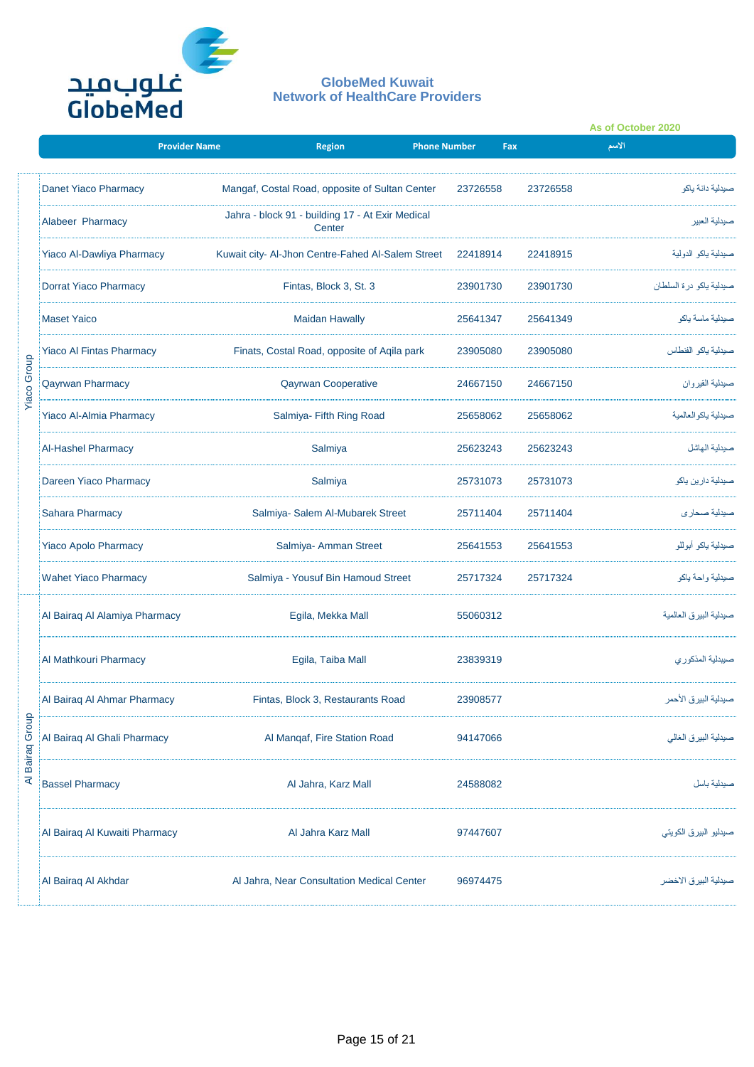غلوب ميد
GlobeMed

**GlobeMed Kuwait**
**Network of HealthCare Providers**

As of October 2020

| Group | Provider Name | Region | Phone Number | Fax | الاسم |
|---|---|---|---|---|---|
| Yiaco Group | Danet Yiaco Pharmacy | Mangaf, Costal Road, opposite of Sultan Center | 23726558 | 23726558 | صيدلية دانة ياكو |
| Yiaco Group | Alabeer Pharmacy | Jahra - block 91 - building 17 - At Exir Medical Center | | | صيدلية العبير |
| Yiaco Group | Yiaco Al-Dawliya Pharmacy | Kuwait city- Al-Jhon Centre-Fahed Al-Salem Street | 22418914 | 22418915 | صيدلية ياكو الدولية |
| Yiaco Group | Dorrat Yiaco Pharmacy | Fintas, Block 3, St. 3 | 23901730 | 23901730 | صيدلية ياكو درة السلطان |
| Yiaco Group | Maset Yaico | Maidan Hawally | 25641347 | 25641349 | صيدلية ماسة ياكو |
| Yiaco Group | Yiaco Al Fintas Pharmacy | Finats, Costal Road, opposite of Aqila park | 23905080 | 23905080 | صيدلية ياكو الفنطاس |
| Yiaco Group | Qayrwan Pharmacy | Qayrwan Cooperative | 24667150 | 24667150 | صيدلية القيروان |
| Yiaco Group | Yiaco Al-Almia Pharmacy | Salmiya- Fifth Ring Road | 25658062 | 25658062 | صيدلية ياكوالعالمية |
| Yiaco Group | Al-Hashel Pharmacy | Salmiya | 25623243 | 25623243 | صيدلية الهاشل |
| Yiaco Group | Dareen Yiaco Pharmacy | Salmiya | 25731073 | 25731073 | صيدلية دارين ياكو |
| Yiaco Group | Sahara Pharmacy | Salmiya- Salem Al-Mubarek Street | 25711404 | 25711404 | صيدلية صحارى |
| Yiaco Group | Yiaco Apolo Pharmacy | Salmiya- Amman Street | 25641553 | 25641553 | صيدلية ياكو أبوللو |
| Yiaco Group | Wahet Yiaco Pharmacy | Salmiya - Yousuf Bin Hamoud Street | 25717324 | 25717324 | صيدلية واحة ياكو |
| Al Bairaq Group | Al Bairaq Al Alamiya Pharmacy | Egila, Mekka Mall | 55060312 | | صيدلية البيرق العالمية |
| Al Bairaq Group | Al Mathkouri Pharmacy | Egila, Taiba Mall | 23839319 | | صيدلية المذكوري |
| Al Bairaq Group | Al Bairaq Al Ahmar Pharmacy | Fintas, Block 3, Restaurants Road | 23908577 | | صيدلية البيرق الأحمر |
| Al Bairaq Group | Al Bairaq Al Ghali Pharmacy | Al Manqaf, Fire Station Road | 94147066 | | صيدلية البيرق الغالي |
| Al Bairaq Group | Bassel Pharmacy | Al Jahra, Karz Mall | 24588082 | | صيدلية باسل |
| Al Bairaq Group | Al Bairaq Al Kuwaiti Pharmacy | Al Jahra Karz Mall | 97447607 | | صيدليو البيرق الكويتي |
| Al Bairaq Group | Al Bairaq Al Akhdar | Al Jahra, Near Consultation Medical Center | 96974475 | | صيدلية البيرق الاخضر |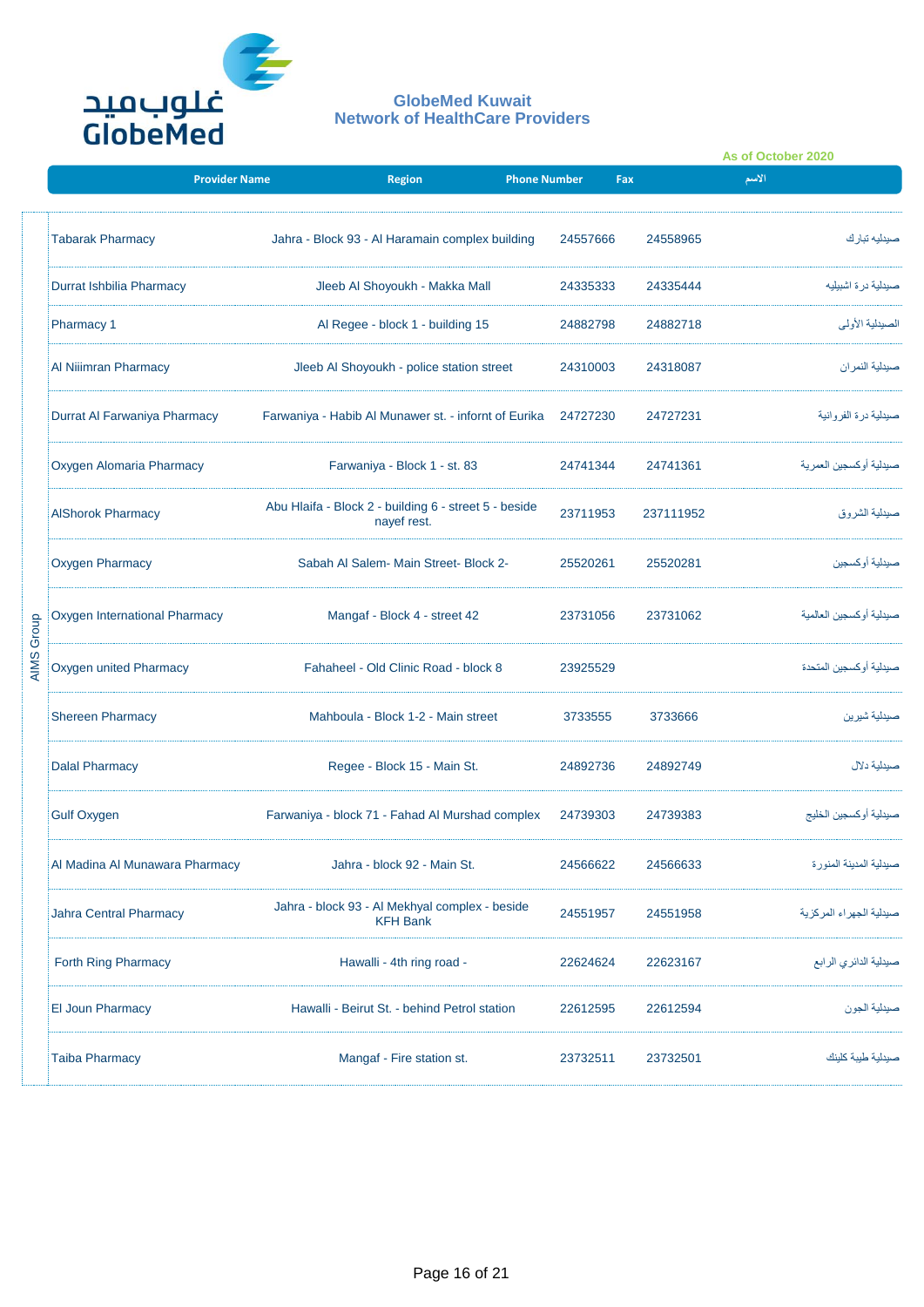غلوب ميد
GlobeMed

## GlobeMed Kuwait
## Network of HealthCare Providers

**As of October 2020**

| | Provider Name | Region | Phone Number | Fax | الاسم |
|---|---|---|---|---|---|
| AIMS Group | Tabarak Pharmacy | Jahra - Block 93 - Al Haramain complex building | 24557666 | 24558965 | صيدليه تبارك |
| | Durrat Ishbilia Pharmacy | Jleeb Al Shoyoukh - Makka Mall | 24335333 | 24335444 | صيدلية درة اشبيليه |
| | Pharmacy 1 | Al Regee - block 1 - building 15 | 24882798 | 24882718 | الصيدلية الأولى |
| | Al Niimran Pharmacy | Jleeb Al Shoyoukh - police station street | 24310003 | 24318087 | صيدلية النمران |
| | Durrat Al Farwaniya Pharmacy | Farwaniya - Habib Al Munawer st. - infornt of Eurika | 24727230 | 24727231 | صيدلية درة الفروانية |
| | Oxygen Alomaria Pharmacy | Farwaniya - Block 1 - st. 83 | 24741344 | 24741361 | صيدلية أوكسجين العمرية |
| | AlShorok Pharmacy | Abu Hlaifa - Block 2 - building 6 - street 5 - beside nayef rest. | 23711953 | 237111952 | صيدلية الشروق |
| | Oxygen Pharmacy | Sabah Al Salem- Main Street- Block 2- | 25520261 | 25520281 | صيدلية أوكسجين |
| | Oxygen International Pharmacy | Mangaf - Block 4 - street 42 | 23731056 | 23731062 | صيدلية أوكسجين العالمية |
| | Oxygen united Pharmacy | Fahaheel - Old Clinic Road - block 8 | 23925529 | | صيدلية أوكسجين المتحدة |
| | Shereen Pharmacy | Mahboula - Block 1-2 - Main street | 3733555 | 3733666 | صيدلية شيرين |
| | Dalal Pharmacy | Regee - Block 15 - Main St. | 24892736 | 24892749 | صيدلية دلال |
| | Gulf Oxygen | Farwaniya - block 71 - Fahad Al Murshad complex | 24739303 | 24739383 | صيدلية أوكسجين الخليج |
| | Al Madina Al Munawara Pharmacy | Jahra - block 92 - Main St. | 24566622 | 24566633 | صيدلية المدينة المنورة |
| | Jahra Central Pharmacy | Jahra - block 93 - Al Mekhyal complex - beside KFH Bank | 24551957 | 24551958 | صيدلية الجهراء المركزية |
| | Forth Ring Pharmacy | Hawalli - 4th ring road - | 22624624 | 22623167 | صيدلية الدائري الرابع |
| | El Joun Pharmacy | Hawalli - Beirut St. - behind Petrol station | 22612595 | 22612594 | صيدلية الجون |
| | Taiba Pharmacy | Mangaf - Fire station st. | 23732511 | 23732501 | صيدلية طيبة كلينك |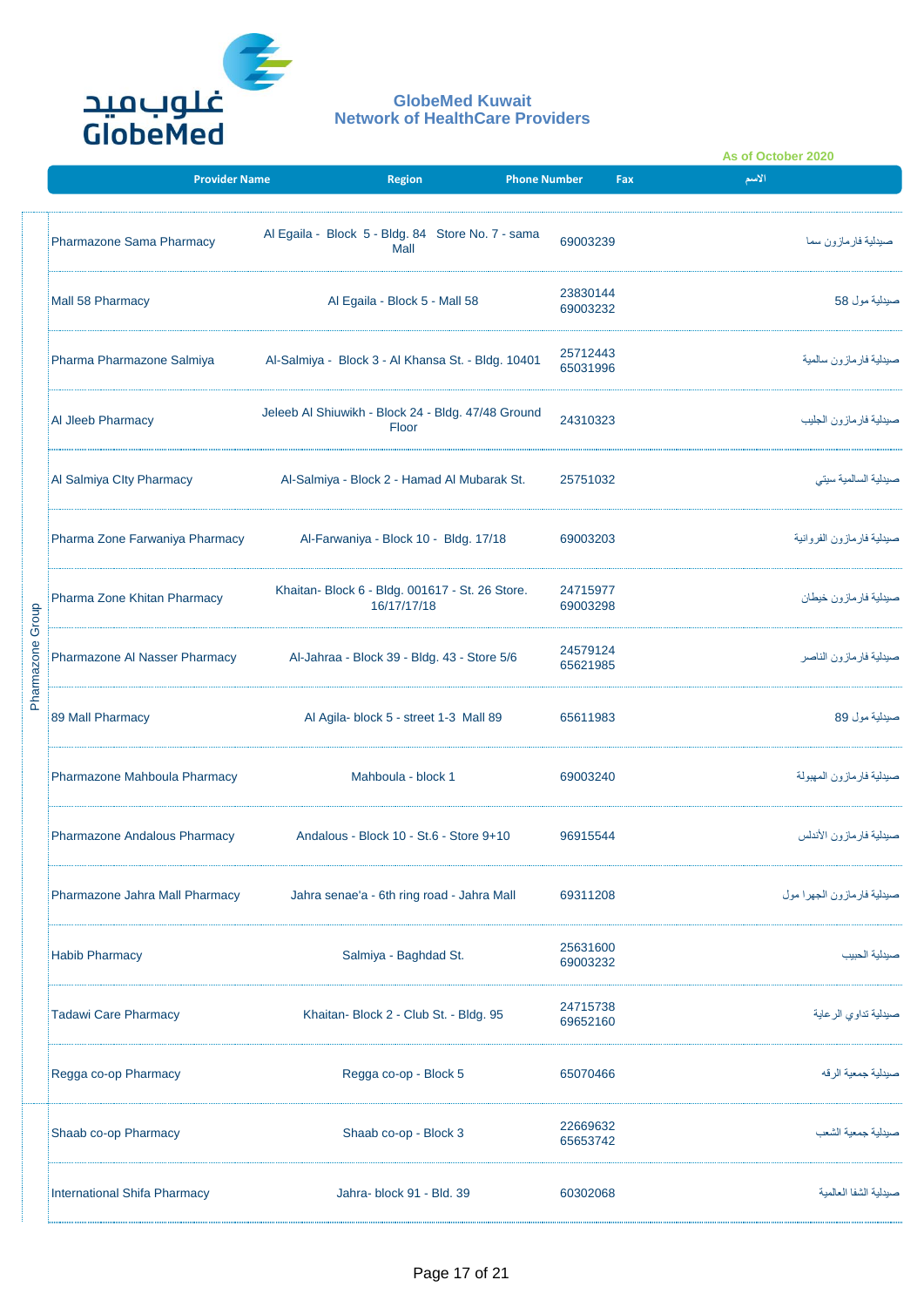غلوب ميد
GlobeMed

## GlobeMed Kuwait
## Network of HealthCare Providers

As of October 2020

| | Provider Name | Region | Phone Number | Fax | الاسم |
|---|---|---|---|---|---|
| Pharmazone Group | Pharmazone Sama Pharmacy | Al Egaila - Block 5 - Bldg. 84 Store No. 7 - sama Mall | 69003239 | | صيدلية فارمازون سما |
| | Mall 58 Pharmacy | Al Egaila - Block 5 - Mall 58 | 23830144 69003232 | | صيدلية مول 58 |
| | Pharma Pharmazone Salmiya | Al-Salmiya - Block 3 - Al Khansa St. - Bldg. 10401 | 25712443 65031996 | | صيدلية فارمازون سالمية |
| | Al Jleeb Pharmacy | Jeleeb Al Shiuwikh - Block 24 - Bldg. 47/48 Ground Floor | 24310323 | | صيدلية فارمازون الجليب |
| | Al Salmiya CIty Pharmacy | Al-Salmiya - Block 2 - Hamad Al Mubarak St. | 25751032 | | صيدلية السالمية سيتي |
| | Pharma Zone Farwaniya Pharmacy | Al-Farwaniya - Block 10 - Bldg. 17/18 | 69003203 | | صيدلية فارمازون الفروانية |
| | Pharma Zone Khitan Pharmacy | Khaitan- Block 6 - Bldg. 001617 - St. 26 Store. 16/17/17/18 | 24715977 69003298 | | صيدلية فارمازون خيطان |
| | Pharmazone Al Nasser Pharmacy | Al-Jahraa - Block 39 - Bldg. 43 - Store 5/6 | 24579124 65621985 | | صيدلية فارمازون الناصر |
| | 89 Mall Pharmacy | Al Agila- block 5 - street 1-3 Mall 89 | 65611983 | | صيدلية مول 89 |
| | Pharmazone Mahboula Pharmacy | Mahboula - block 1 | 69003240 | | صيدلية فارمازون المهبولة |
| | Pharmazone Andalous Pharmacy | Andalous - Block 10 - St.6 - Store 9+10 | 96915544 | | صيدلية فارمازون الأندلس |
| | Pharmazone Jahra Mall Pharmacy | Jahra senae'a - 6th ring road - Jahra Mall | 69311208 | | صيدلية فارمازون الجهرا مول |
| | Habib Pharmacy | Salmiya - Baghdad St. | 25631600 69003232 | | صيدلية الحبيب |
| | Tadawi Care Pharmacy | Khaitan- Block 2 - Club St. - Bldg. 95 | 24715738 69652160 | | صيدلية تداوي الرعاية |
| | Regga co-op Pharmacy | Regga co-op - Block 5 | 65070466 | | صيدلية جمعية الرقه |
| | Shaab co-op Pharmacy | Shaab co-op - Block 3 | 22669632 65653742 | | صيدلية جمعية الشعب |
| | International Shifa Pharmacy | Jahra- block 91 - Bld. 39 | 60302068 | | صيدلية الشفا العالمية |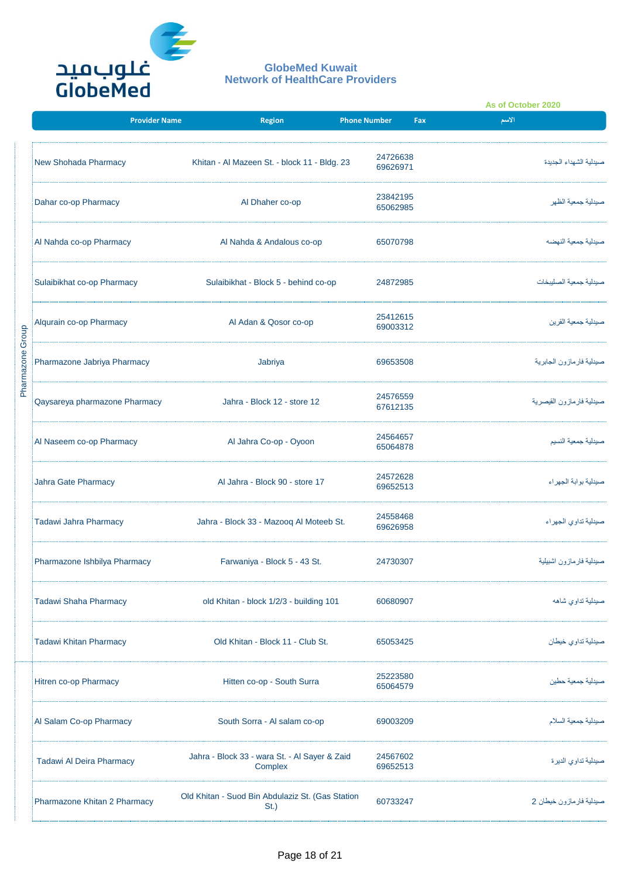# GlobeMed Kuwait
## Network of HealthCare Providers

As of October 2020

| | Provider Name | Region | Phone Number | Fax | الاسم |
|---|---|---|---|---|---|
| Pharmazone Group | New Shohada Pharmacy | Khitan - Al Mazeen St. - block 11 - Bldg. 23 | 24726638 69626971 | | صيدلية الشهداء الجديدة |
| | Dahar co-op Pharmacy | Al Dhaher co-op | 23842195 65062985 | | صيدلية جمعية الظهر |
| | Al Nahda co-op Pharmacy | Al Nahda & Andalous co-op | 65070798 | | صيدلية جمعية النهضه |
| | Sulaibikhat co-op Pharmacy | Sulaibikhat - Block 5 - behind co-op | 24872985 | | صيدلية جمعية الصليبخات |
| | Alqurain co-op Pharmacy | Al Adan & Qosor co-op | 25412615 69003312 | | صيدلية جمعية القرين |
| | Pharmazone Jabriya Pharmacy | Jabriya | 69653508 | | صيدلية فارمازون الجابرية |
| | Qaysareya pharmazone Pharmacy | Jahra - Block 12 - store 12 | 24576559 67612135 | | صيدلية فارمازون القيصرية |
| | Al Naseem co-op Pharmacy | Al Jahra Co-op - Oyoon | 24564657 65064878 | | صيدلية جمعية النسيم |
| | Jahra Gate Pharmacy | Al Jahra - Block 90 - store 17 | 24572628 69652513 | | صيدلية بوابة الجهراء |
| | Tadawi Jahra Pharmacy | Jahra - Block 33 - Mazooq Al Moteeb St. | 24558468 69626958 | | صيدلية تداوي الجهراء |
| | Pharmazone Ishbilya Pharmacy | Farwaniya - Block 5 - 43 St. | 24730307 | | صيدلية فارمازون اشبيلية |
| | Tadawi Shaha Pharmacy | old Khitan - block 1/2/3 - building 101 | 60680907 | | صيدلية تداوي شاهه |
| | Tadawi Khitan Pharmacy | Old Khitan - Block 11 - Club St. | 65053425 | | صيدلية تداوي خيطان |
| | Hitren co-op Pharmacy | Hitten co-op - South Surra | 25223580 65064579 | | صيدلية جمعية حطين |
| | Al Salam Co-op Pharmacy | South Sorra - Al salam co-op | 69003209 | | صيدلية جمعية السلام |
| | Tadawi Al Deira Pharmacy | Jahra - Block 33 - wara St. - Al Sayer & Zaid Complex | 24567602 69652513 | | صيدلية تداوي الديرة |
| | Pharmazone Khitan 2 Pharmacy | Old Khitan - Suod Bin Abdulaziz St. (Gas Station St.) | 60733247 | | صيدلية فارمازون خيطان 2 |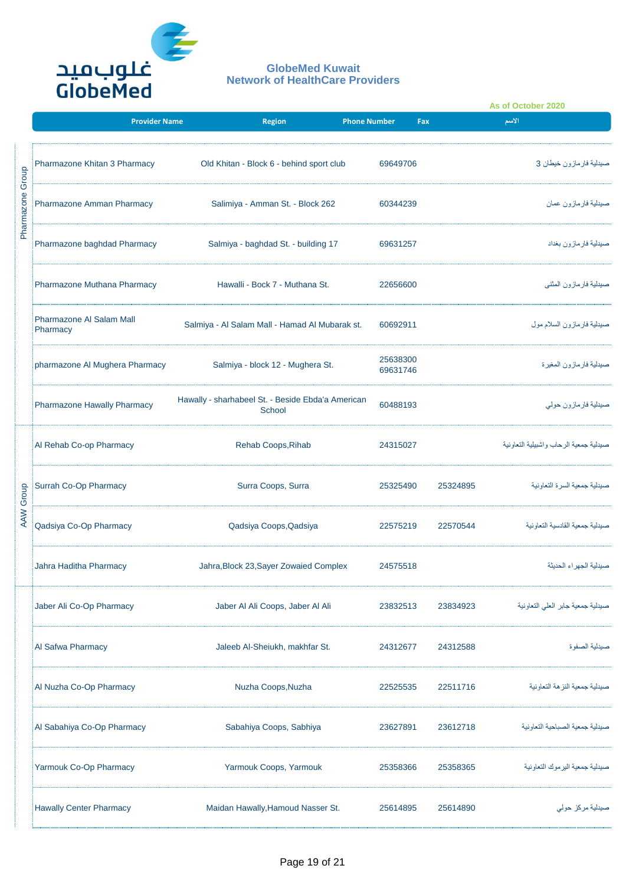# GlobeMed Kuwait
## Network of HealthCare Providers

As of October 2020

| | Provider Name | Region | Phone Number | Fax | الاسم |
|---|---|---|---|---|---|
| Pharmazone Group | Pharmazone Khitan 3 Pharmacy | Old Khitan - Block 6 - behind sport club | 69649706 | | صيدلية فارمازون خيطان 3 |
| | Pharmazone Amman Pharmacy | Salimiya - Amman St. - Block 262 | 60344239 | | صيدلية فارمازون عمان |
| | Pharmazone baghdad Pharmacy | Salmiya - baghdad St. - building 17 | 69631257 | | صيدلية فارمازون بغداد |
| | Pharmazone Muthana Pharmacy | Hawalli - Bock 7 - Muthana St. | 22656600 | | صيدلية فارمازون المثنى |
| | Pharmazone Al Salam Mall Pharmacy | Salmiya - Al Salam Mall - Hamad Al Mubarak st. | 60692911 | | صيدلية فارمازون السلام مول |
| | pharmazone Al Mughera Pharmacy | Salmiya - block 12 - Mughera St. | 25638300 69631746 | | صيدلية فارمازون المغيرة |
| | Pharmazone Hawally Pharmacy | Hawally - sharhabeel St. - Beside Ebda'a American School | 60488193 | | صيدلية فارمازون حولي |
| AAW Group | Al Rehab Co-op Pharmacy | Rehab Coops,Rihab | 24315027 | | صيدلية جمعية الرحاب واشبيلية التعاونية |
| | Surrah Co-Op Pharmacy | Surra Coops, Surra | 25325490 | 25324895 | صيدلية جمعية السرة التعاونية |
| | Qadsiya Co-Op Pharmacy | Qadsiya Coops,Qadsiya | 22575219 | 22570544 | صيدلية جمعية القادسية التعاونية |
| | Jahra Haditha Pharmacy | Jahra,Block 23,Sayer Zowaied Complex | 24575518 | | صيدلية الجهراء الحديثة |
| | Jaber Ali Co-Op Pharmacy | Jaber Al Ali Coops, Jaber Al Ali | 23832513 | 23834923 | صيدلية جمعية جابر العلي التعاونية |
| | Al Safwa Pharmacy | Jaleeb Al-Sheiukh, makhfar St. | 24312677 | 24312588 | صيدلية الصفوة |
| | Al Nuzha Co-Op Pharmacy | Nuzha Coops,Nuzha | 22525535 | 22511716 | صيدلية جمعية النزهة التعاونية |
| | Al Sabahiya Co-Op Pharmacy | Sabahiya Coops, Sabhiya | 23627891 | 23612718 | صيدلية جمعية الصباحية التعاونية |
| | Yarmouk Co-Op Pharmacy | Yarmouk Coops, Yarmouk | 25358366 | 25358365 | صيدلية جمعية اليرموك التعاونية |
| | Hawally Center Pharmacy | Maidan Hawally,Hamoud Nasser St. | 25614895 | 25614890 | صيدلية مركز حولي |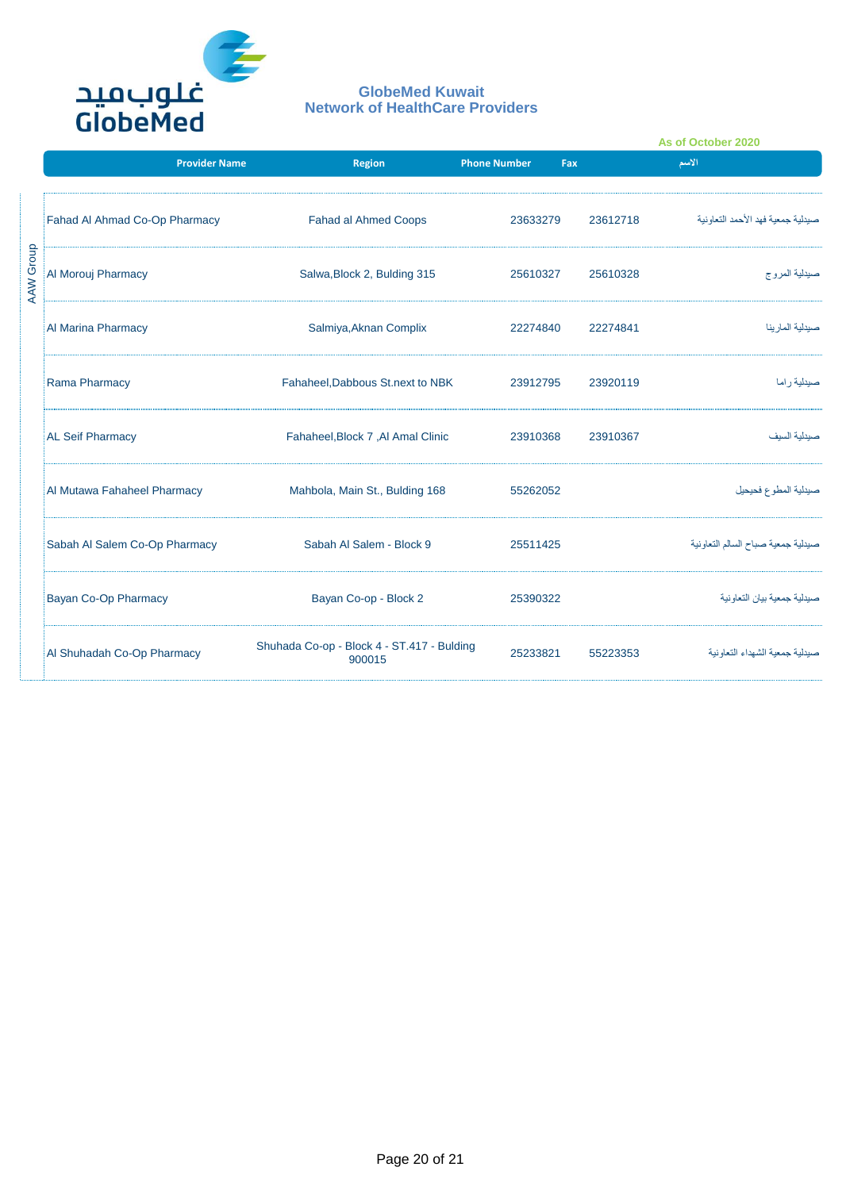غلوب ميد
GlobeMed

## GlobeMed Kuwait
## Network of HealthCare Providers

As of October 2020

| | Provider Name | Region | Phone Number | Fax | الاسم |
|---|---|---|---|---|---|
| AAW Group | Fahad Al Ahmad Co-Op Pharmacy | Fahad al Ahmed Coops | 23633279 | 23612718 | صيدلية جمعية فهد الأحمد التعاونية |
| | Al Morouj Pharmacy | Salwa,Block 2, Bulding 315 | 25610327 | 25610328 | صيدلية المروج |
| | Al Marina Pharmacy | Salmiya,Aknan Complix | 22274840 | 22274841 | صيدلية المارينا |
| | Rama Pharmacy | Fahaheel,Dabbous St.next to NBK | 23912795 | 23920119 | صيدلية راما |
| | AL Seif Pharmacy | Fahaheel,Block 7 ,Al Amal Clinic | 23910368 | 23910367 | صيدلية السيف |
| | Al Mutawa Fahaheel Pharmacy | Mahbola, Main St., Bulding 168 | 55262052 | | صيدلية المطوع فحيحيل |
| | Sabah Al Salem Co-Op Pharmacy | Sabah Al Salem - Block 9 | 25511425 | | صيدلية جمعية صباح السالم التعاونية |
| | Bayan Co-Op Pharmacy | Bayan Co-op - Block 2 | 25390322 | | صيدلية جمعية بيان التعاونية |
| | Al Shuhadah Co-Op Pharmacy | Shuhada Co-op - Block 4 - ST.417 - Bulding 900015 | 25233821 | 55223353 | صيدلية جمعية الشهداء التعاونية |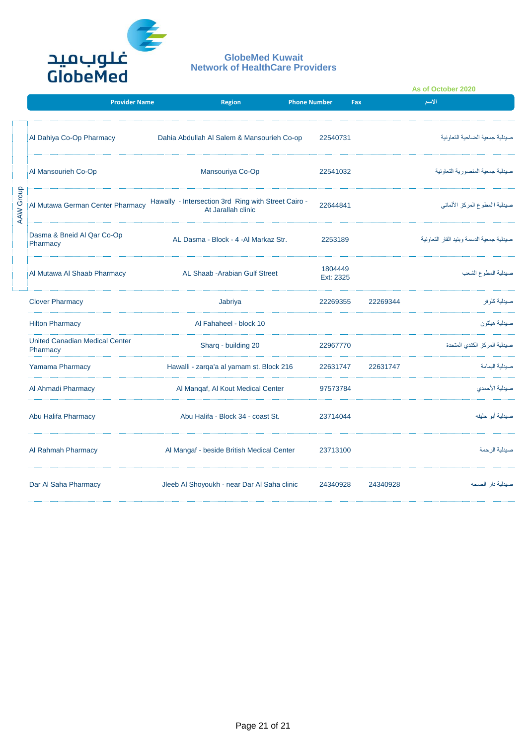غلوب ميد
GlobeMed

## GlobeMed Kuwait
## Network of HealthCare Providers

As of October 2020

| | Provider Name | Region | Phone Number | Fax | الاسم |
|---|---|---|---|---|---|
| AAW Group | Al Dahiya Co-Op Pharmacy | Dahia Abdullah Al Salem & Mansourieh Co-op | 22540731 | | صيدلية جمعية الضاحية التعاونية |
| AAW Group | Al Mansourieh Co-Op | Mansouriya Co-Op | 22541032 | | صيدلية جمعية المنصورية التعاونية |
| AAW Group | Al Mutawa German Center Pharmacy | Hawally - Intersection 3rd Ring with Street Cairo - At Jarallah clinic | 22644841 | | صيدلية المطوع المركز الألماني |
| AAW Group | Dasma & Bneid Al Qar Co-Op Pharmacy | AL Dasma - Block - 4 -Al Markaz Str. | 2253189 | | صيدلية جمعية الدسمة وبنيد القار التعاونية |
| AAW Group | Al Mutawa Al Shaab Pharmacy | AL Shaab -Arabian Gulf Street | 1804449 Ext: 2325 | | صيدلية المطوع الشعب |
| | Clover Pharmacy | Jabriya | 22269355 | 22269344 | صيدلية كلوفر |
| | Hilton Pharmacy | Al Fahaheel - block 10 | | | صيدلية هيلتون |
| | United Canadian Medical Center Pharmacy | Sharq - building 20 | 22967770 | | صيدلية المركز الكندي المتحدة |
| | Yamama Pharmacy | Hawalli - zarqa'a al yamam st. Block 216 | 22631747 | 22631747 | صيدلية اليمامة |
| | Al Ahmadi Pharmacy | Al Manqaf, Al Kout Medical Center | 97573784 | | صيدلية الأحمدي |
| | Abu Halifa Pharmacy | Abu Halifa - Block 34 - coast St. | 23714044 | | صيدلية أبو حليفه |
| | Al Rahmah Pharmacy | Al Mangaf - beside British Medical Center | 23713100 | | صيدلية الرحمة |
| | Dar Al Saha Pharmacy | Jleeb Al Shoyoukh - near Dar Al Saha clinic | 24340928 | 24340928 | صيدلية دار الصحه |